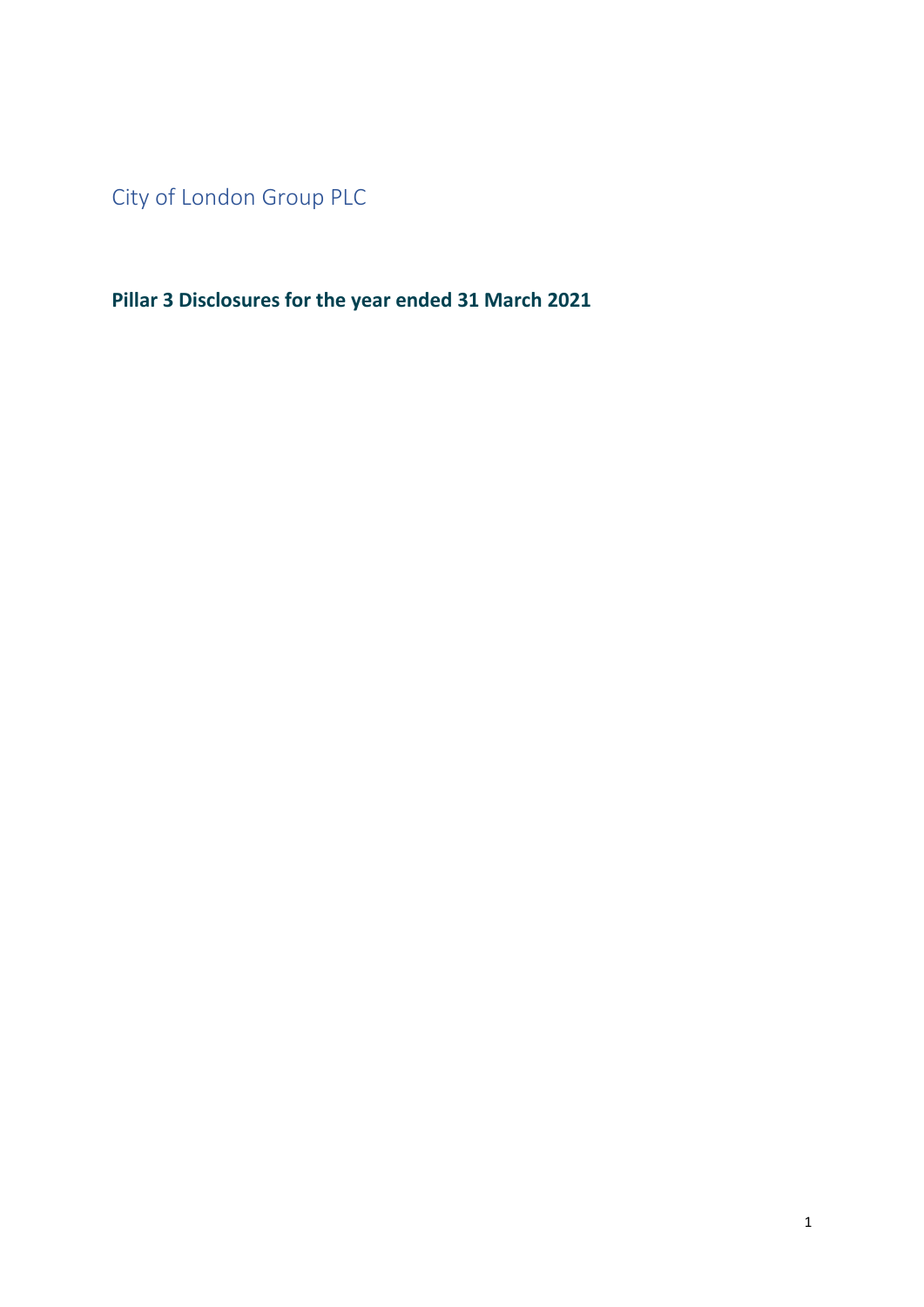City of London Group PLC

**Pillar 3 Disclosures for the year ended 31 March 2021**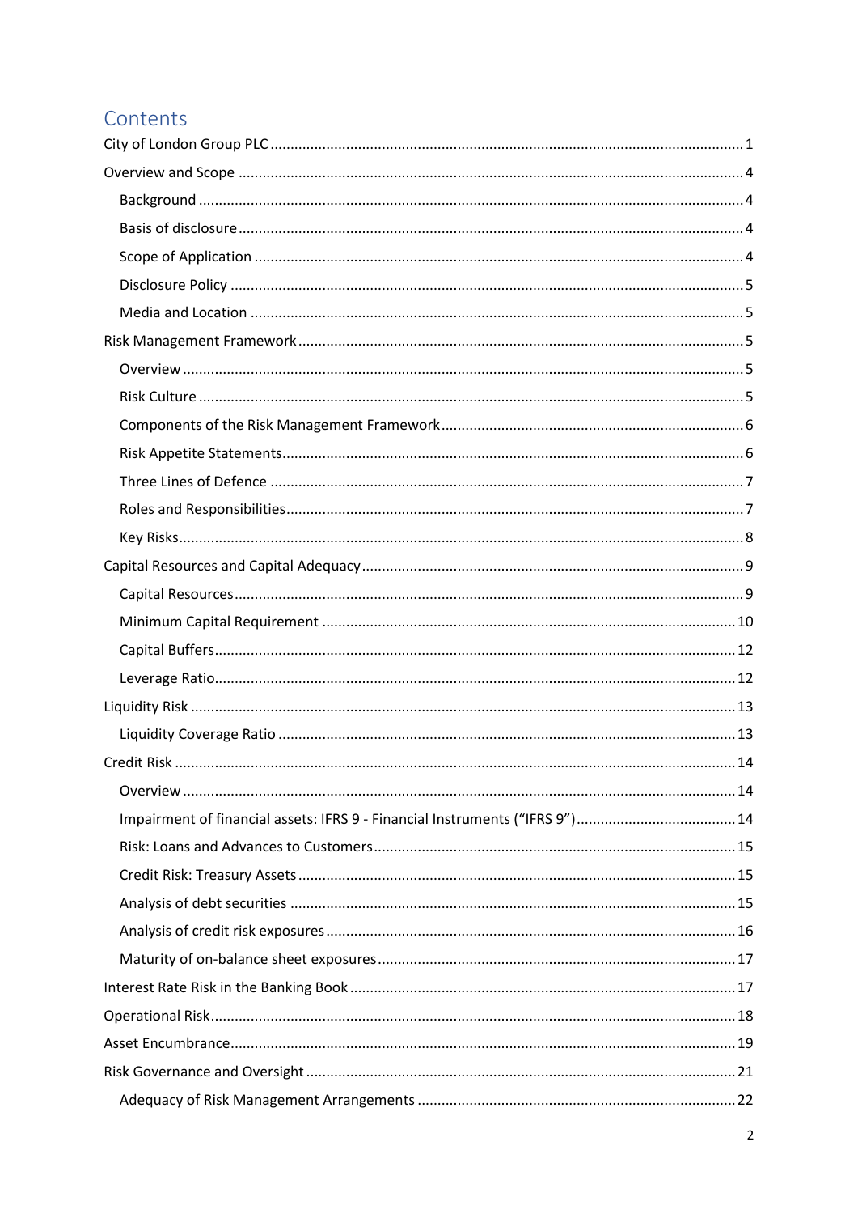# Contents

- City of London Group PLC ..... 1
- Overview and Scope ..... 4
  - Background ..... 4
  - Basis of disclosure ..... 4
  - Scope of Application ..... 4
  - Disclosure Policy ..... 5
  - Media and Location ..... 5
- Risk Management Framework ..... 5
  - Overview ..... 5
  - Risk Culture ..... 5
  - Components of the Risk Management Framework ..... 6
  - Risk Appetite Statements ..... 6
  - Three Lines of Defence ..... 7
  - Roles and Responsibilities ..... 7
  - Key Risks ..... 8
- Capital Resources and Capital Adequacy ..... 9
  - Capital Resources ..... 9
  - Minimum Capital Requirement ..... 10
  - Capital Buffers ..... 12
  - Leverage Ratio ..... 12
- Liquidity Risk ..... 13
  - Liquidity Coverage Ratio ..... 13
- Credit Risk ..... 14
  - Overview ..... 14
  - Impairment of financial assets: IFRS 9 - Financial Instruments ("IFRS 9") ..... 14
  - Risk: Loans and Advances to Customers ..... 15
  - Credit Risk: Treasury Assets ..... 15
  - Analysis of debt securities ..... 15
  - Analysis of credit risk exposures ..... 16
  - Maturity of on-balance sheet exposures ..... 17
- Interest Rate Risk in the Banking Book ..... 17
- Operational Risk ..... 18
- Asset Encumbrance ..... 19
- Risk Governance and Oversight ..... 21
  - Adequacy of Risk Management Arrangements ..... 22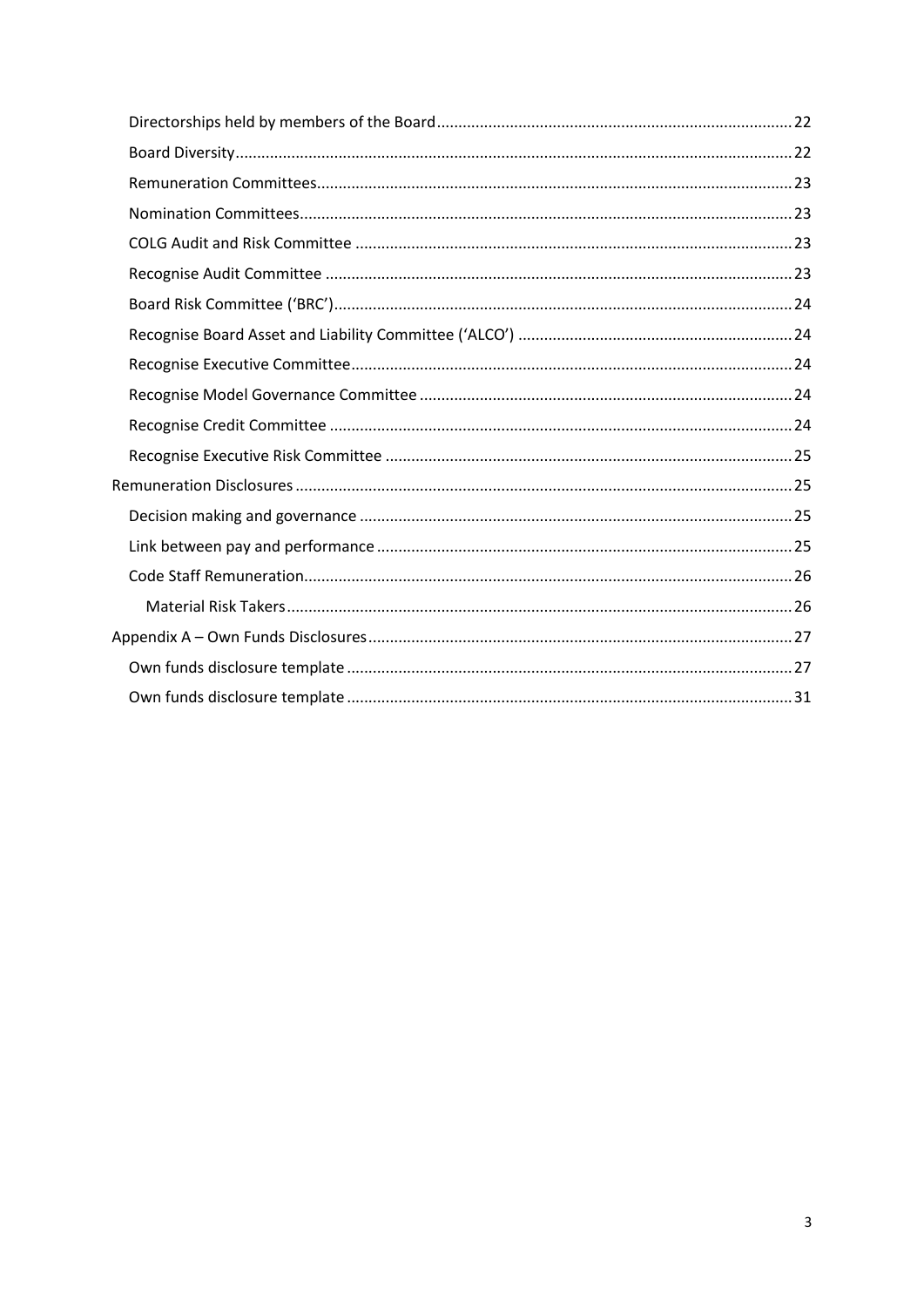- Directorships held by members of the Board ..... 22
- Board Diversity ..... 22
- Remuneration Committees ..... 23
- Nomination Committees ..... 23
- COLG Audit and Risk Committee ..... 23
- Recognise Audit Committee ..... 23
- Board Risk Committee ('BRC') ..... 24
- Recognise Board Asset and Liability Committee ('ALCO') ..... 24
- Recognise Executive Committee ..... 24
- Recognise Model Governance Committee ..... 24
- Recognise Credit Committee ..... 24
- Recognise Executive Risk Committee ..... 25

Remuneration Disclosures ..... 25

- Decision making and governance ..... 25
- Link between pay and performance ..... 25
- Code Staff Remuneration ..... 26
  - Material Risk Takers ..... 26

Appendix A – Own Funds Disclosures ..... 27

- Own funds disclosure template ..... 27
- Own funds disclosure template ..... 31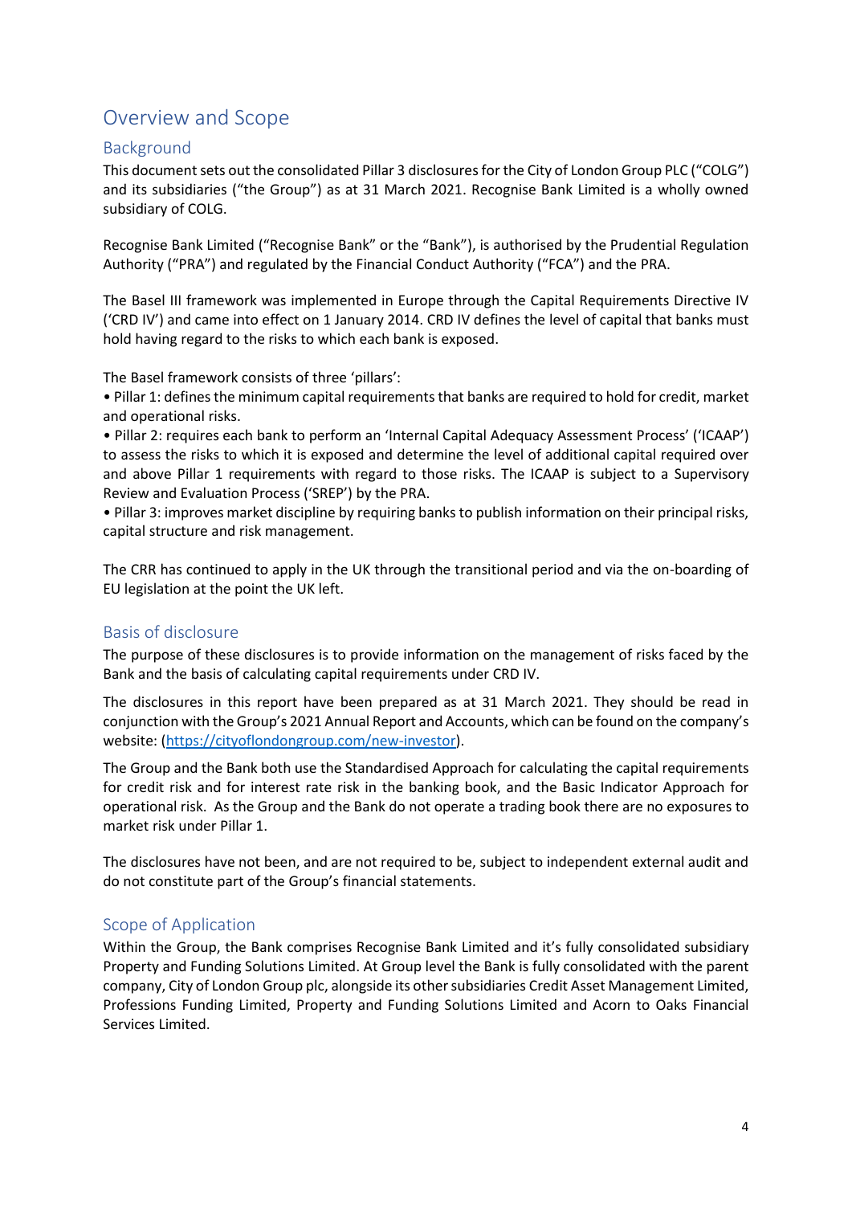# Overview and Scope

## Background

This document sets out the consolidated Pillar 3 disclosures for the City of London Group PLC ("COLG") and its subsidiaries ("the Group") as at 31 March 2021. Recognise Bank Limited is a wholly owned subsidiary of COLG.

Recognise Bank Limited ("Recognise Bank" or the "Bank"), is authorised by the Prudential Regulation Authority ("PRA") and regulated by the Financial Conduct Authority ("FCA") and the PRA.

The Basel III framework was implemented in Europe through the Capital Requirements Directive IV ('CRD IV') and came into effect on 1 January 2014. CRD IV defines the level of capital that banks must hold having regard to the risks to which each bank is exposed.

The Basel framework consists of three 'pillars':

• Pillar 1: defines the minimum capital requirements that banks are required to hold for credit, market and operational risks.

• Pillar 2: requires each bank to perform an 'Internal Capital Adequacy Assessment Process' ('ICAAP') to assess the risks to which it is exposed and determine the level of additional capital required over and above Pillar 1 requirements with regard to those risks. The ICAAP is subject to a Supervisory Review and Evaluation Process ('SREP') by the PRA.

• Pillar 3: improves market discipline by requiring banks to publish information on their principal risks, capital structure and risk management.

The CRR has continued to apply in the UK through the transitional period and via the on-boarding of EU legislation at the point the UK left.

## Basis of disclosure

The purpose of these disclosures is to provide information on the management of risks faced by the Bank and the basis of calculating capital requirements under CRD IV.

The disclosures in this report have been prepared as at 31 March 2021. They should be read in conjunction with the Group's 2021 Annual Report and Accounts, which can be found on the company's website: (https://cityoflondongroup.com/new-investor).

The Group and the Bank both use the Standardised Approach for calculating the capital requirements for credit risk and for interest rate risk in the banking book, and the Basic Indicator Approach for operational risk. As the Group and the Bank do not operate a trading book there are no exposures to market risk under Pillar 1.

The disclosures have not been, and are not required to be, subject to independent external audit and do not constitute part of the Group's financial statements.

## Scope of Application

Within the Group, the Bank comprises Recognise Bank Limited and it's fully consolidated subsidiary Property and Funding Solutions Limited. At Group level the Bank is fully consolidated with the parent company, City of London Group plc, alongside its other subsidiaries Credit Asset Management Limited, Professions Funding Limited, Property and Funding Solutions Limited and Acorn to Oaks Financial Services Limited.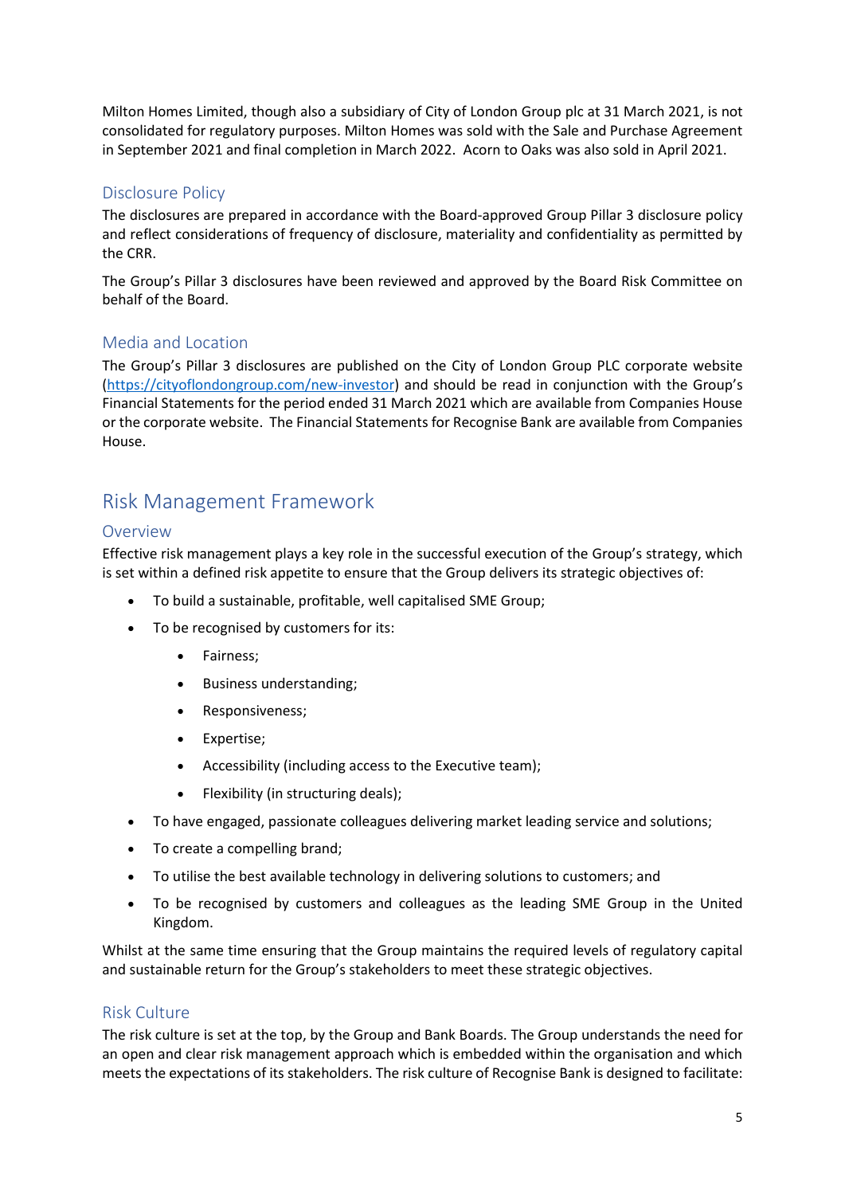Milton Homes Limited, though also a subsidiary of City of London Group plc at 31 March 2021, is not consolidated for regulatory purposes. Milton Homes was sold with the Sale and Purchase Agreement in September 2021 and final completion in March 2022. Acorn to Oaks was also sold in April 2021.

### Disclosure Policy

The disclosures are prepared in accordance with the Board-approved Group Pillar 3 disclosure policy and reflect considerations of frequency of disclosure, materiality and confidentiality as permitted by the CRR.

The Group's Pillar 3 disclosures have been reviewed and approved by the Board Risk Committee on behalf of the Board.

### Media and Location

The Group's Pillar 3 disclosures are published on the City of London Group PLC corporate website ([https://cityoflondongroup.com/new-investor](https://cityoflondongroup.com/new-investor)) and should be read in conjunction with the Group's Financial Statements for the period ended 31 March 2021 which are available from Companies House or the corporate website. The Financial Statements for Recognise Bank are available from Companies House.

## Risk Management Framework

### Overview

Effective risk management plays a key role in the successful execution of the Group's strategy, which is set within a defined risk appetite to ensure that the Group delivers its strategic objectives of:

- To build a sustainable, profitable, well capitalised SME Group;
- To be recognised by customers for its:
  - Fairness;
  - Business understanding;
  - Responsiveness;
  - Expertise;
  - Accessibility (including access to the Executive team);
  - Flexibility (in structuring deals);
- To have engaged, passionate colleagues delivering market leading service and solutions;
- To create a compelling brand;
- To utilise the best available technology in delivering solutions to customers; and
- To be recognised by customers and colleagues as the leading SME Group in the United Kingdom.

Whilst at the same time ensuring that the Group maintains the required levels of regulatory capital and sustainable return for the Group's stakeholders to meet these strategic objectives.

### Risk Culture

The risk culture is set at the top, by the Group and Bank Boards. The Group understands the need for an open and clear risk management approach which is embedded within the organisation and which meets the expectations of its stakeholders. The risk culture of Recognise Bank is designed to facilitate: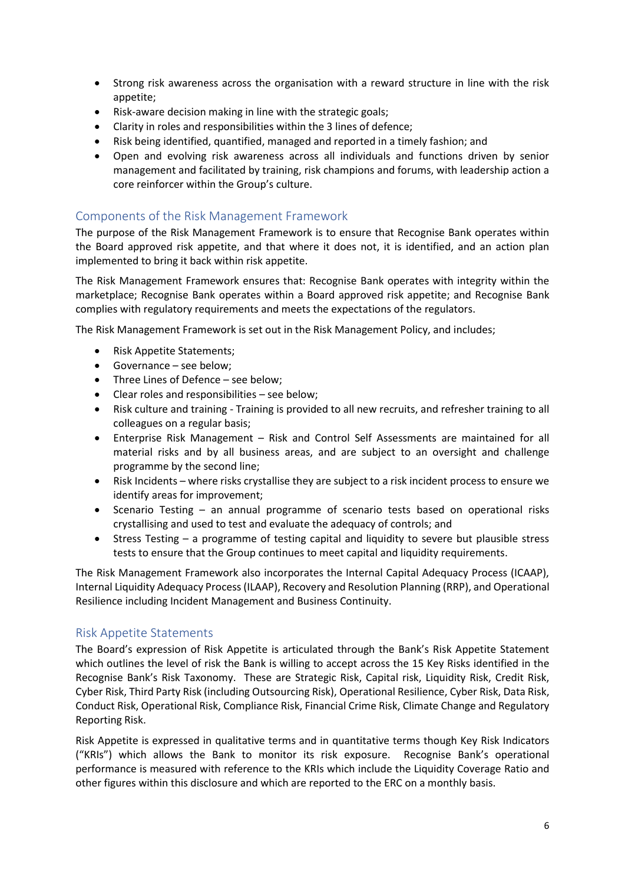- Strong risk awareness across the organisation with a reward structure in line with the risk appetite;
- Risk-aware decision making in line with the strategic goals;
- Clarity in roles and responsibilities within the 3 lines of defence;
- Risk being identified, quantified, managed and reported in a timely fashion; and
- Open and evolving risk awareness across all individuals and functions driven by senior management and facilitated by training, risk champions and forums, with leadership action a core reinforcer within the Group's culture.

## Components of the Risk Management Framework

The purpose of the Risk Management Framework is to ensure that Recognise Bank operates within the Board approved risk appetite, and that where it does not, it is identified, and an action plan implemented to bring it back within risk appetite.

The Risk Management Framework ensures that: Recognise Bank operates with integrity within the marketplace; Recognise Bank operates within a Board approved risk appetite; and Recognise Bank complies with regulatory requirements and meets the expectations of the regulators.

The Risk Management Framework is set out in the Risk Management Policy, and includes;

- Risk Appetite Statements;
- Governance – see below;
- Three Lines of Defence – see below;
- Clear roles and responsibilities – see below;
- Risk culture and training - Training is provided to all new recruits, and refresher training to all colleagues on a regular basis;
- Enterprise Risk Management – Risk and Control Self Assessments are maintained for all material risks and by all business areas, and are subject to an oversight and challenge programme by the second line;
- Risk Incidents – where risks crystallise they are subject to a risk incident process to ensure we identify areas for improvement;
- Scenario Testing – an annual programme of scenario tests based on operational risks crystallising and used to test and evaluate the adequacy of controls; and
- Stress Testing – a programme of testing capital and liquidity to severe but plausible stress tests to ensure that the Group continues to meet capital and liquidity requirements.

The Risk Management Framework also incorporates the Internal Capital Adequacy Process (ICAAP), Internal Liquidity Adequacy Process (ILAAP), Recovery and Resolution Planning (RRP), and Operational Resilience including Incident Management and Business Continuity.

## Risk Appetite Statements

The Board's expression of Risk Appetite is articulated through the Bank's Risk Appetite Statement which outlines the level of risk the Bank is willing to accept across the 15 Key Risks identified in the Recognise Bank's Risk Taxonomy. These are Strategic Risk, Capital risk, Liquidity Risk, Credit Risk, Cyber Risk, Third Party Risk (including Outsourcing Risk), Operational Resilience, Cyber Risk, Data Risk, Conduct Risk, Operational Risk, Compliance Risk, Financial Crime Risk, Climate Change and Regulatory Reporting Risk.

Risk Appetite is expressed in qualitative terms and in quantitative terms though Key Risk Indicators ("KRIs") which allows the Bank to monitor its risk exposure. Recognise Bank's operational performance is measured with reference to the KRIs which include the Liquidity Coverage Ratio and other figures within this disclosure and which are reported to the ERC on a monthly basis.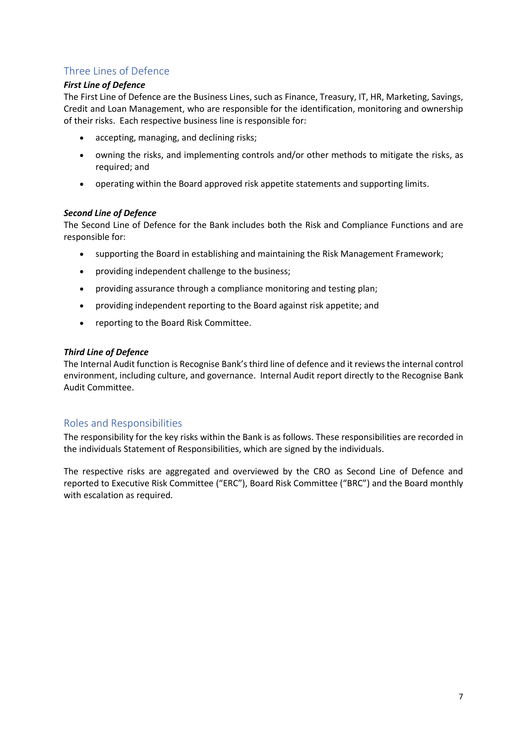## Three Lines of Defence

### *First Line of Defence*

The First Line of Defence are the Business Lines, such as Finance, Treasury, IT, HR, Marketing, Savings, Credit and Loan Management, who are responsible for the identification, monitoring and ownership of their risks. Each respective business line is responsible for:

- accepting, managing, and declining risks;
- owning the risks, and implementing controls and/or other methods to mitigate the risks, as required; and
- operating within the Board approved risk appetite statements and supporting limits.

### *Second Line of Defence*

The Second Line of Defence for the Bank includes both the Risk and Compliance Functions and are responsible for:

- supporting the Board in establishing and maintaining the Risk Management Framework;
- providing independent challenge to the business;
- providing assurance through a compliance monitoring and testing plan;
- providing independent reporting to the Board against risk appetite; and
- reporting to the Board Risk Committee.

### *Third Line of Defence*

The Internal Audit function is Recognise Bank's third line of defence and it reviews the internal control environment, including culture, and governance. Internal Audit report directly to the Recognise Bank Audit Committee.

## Roles and Responsibilities

The responsibility for the key risks within the Bank is as follows. These responsibilities are recorded in the individuals Statement of Responsibilities, which are signed by the individuals.

The respective risks are aggregated and overviewed by the CRO as Second Line of Defence and reported to Executive Risk Committee ("ERC"), Board Risk Committee ("BRC") and the Board monthly with escalation as required.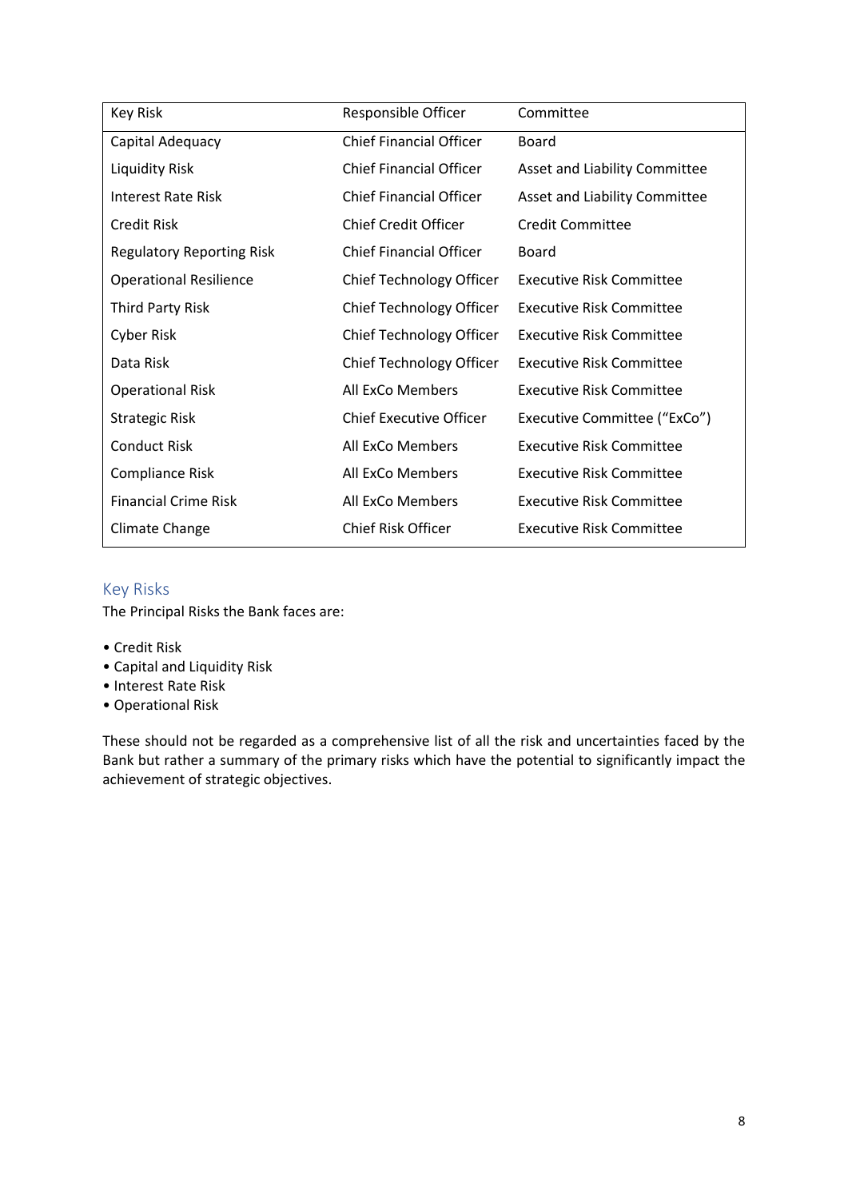| Key Risk | Responsible Officer | Committee |
|---|---|---|
| Capital Adequacy | Chief Financial Officer | Board |
| Liquidity Risk | Chief Financial Officer | Asset and Liability Committee |
| Interest Rate Risk | Chief Financial Officer | Asset and Liability Committee |
| Credit Risk | Chief Credit Officer | Credit Committee |
| Regulatory Reporting Risk | Chief Financial Officer | Board |
| Operational Resilience | Chief Technology Officer | Executive Risk Committee |
| Third Party Risk | Chief Technology Officer | Executive Risk Committee |
| Cyber Risk | Chief Technology Officer | Executive Risk Committee |
| Data Risk | Chief Technology Officer | Executive Risk Committee |
| Operational Risk | All ExCo Members | Executive Risk Committee |
| Strategic Risk | Chief Executive Officer | Executive Committee ("ExCo") |
| Conduct Risk | All ExCo Members | Executive Risk Committee |
| Compliance Risk | All ExCo Members | Executive Risk Committee |
| Financial Crime Risk | All ExCo Members | Executive Risk Committee |
| Climate Change | Chief Risk Officer | Executive Risk Committee |

## Key Risks

The Principal Risks the Bank faces are:

- Credit Risk
- Capital and Liquidity Risk
- Interest Rate Risk
- Operational Risk

These should not be regarded as a comprehensive list of all the risk and uncertainties faced by the Bank but rather a summary of the primary risks which have the potential to significantly impact the achievement of strategic objectives.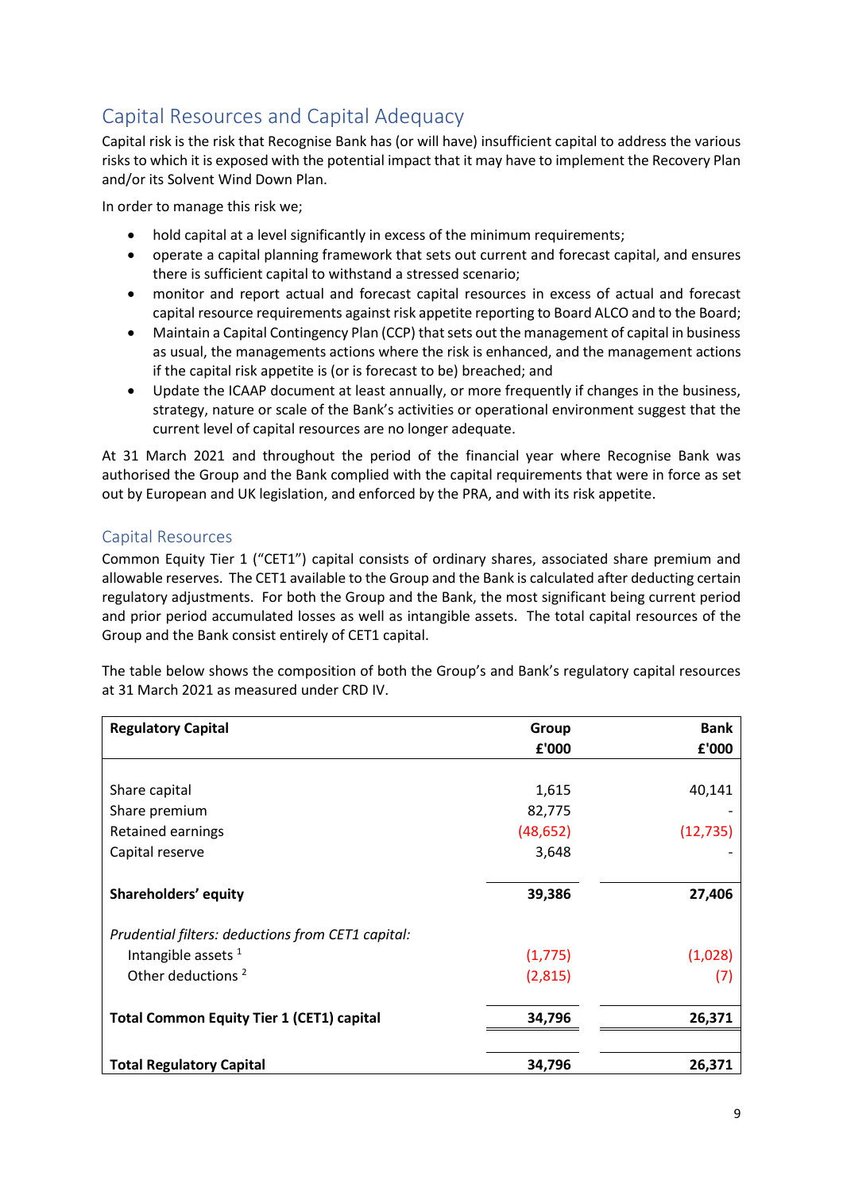## Capital Resources and Capital Adequacy

Capital risk is the risk that Recognise Bank has (or will have) insufficient capital to address the various risks to which it is exposed with the potential impact that it may have to implement the Recovery Plan and/or its Solvent Wind Down Plan.

In order to manage this risk we;

- hold capital at a level significantly in excess of the minimum requirements;
- operate a capital planning framework that sets out current and forecast capital, and ensures there is sufficient capital to withstand a stressed scenario;
- monitor and report actual and forecast capital resources in excess of actual and forecast capital resource requirements against risk appetite reporting to Board ALCO and to the Board;
- Maintain a Capital Contingency Plan (CCP) that sets out the management of capital in business as usual, the managements actions where the risk is enhanced, and the management actions if the capital risk appetite is (or is forecast to be) breached; and
- Update the ICAAP document at least annually, or more frequently if changes in the business, strategy, nature or scale of the Bank's activities or operational environment suggest that the current level of capital resources are no longer adequate.

At 31 March 2021 and throughout the period of the financial year where Recognise Bank was authorised the Group and the Bank complied with the capital requirements that were in force as set out by European and UK legislation, and enforced by the PRA, and with its risk appetite.

### Capital Resources

Common Equity Tier 1 ("CET1") capital consists of ordinary shares, associated share premium and allowable reserves. The CET1 available to the Group and the Bank is calculated after deducting certain regulatory adjustments. For both the Group and the Bank, the most significant being current period and prior period accumulated losses as well as intangible assets. The total capital resources of the Group and the Bank consist entirely of CET1 capital.

The table below shows the composition of both the Group's and Bank's regulatory capital resources at 31 March 2021 as measured under CRD IV.

| Regulatory Capital | Group £'000 | Bank £'000 |
|---|---|---|
| Share capital | 1,615 | 40,141 |
| Share premium | 82,775 | - |
| Retained earnings | (48,652) | (12,735) |
| Capital reserve | 3,648 | - |
| **Shareholders' equity** | **39,386** | **27,406** |
| *Prudential filters: deductions from CET1 capital:* | | |
| Intangible assets [1] | (1,775) | (1,028) |
| Other deductions [2] | (2,815) | (7) |
| **Total Common Equity Tier 1 (CET1) capital** | **34,796** | **26,371** |
| **Total Regulatory Capital** | **34,796** | **26,371** |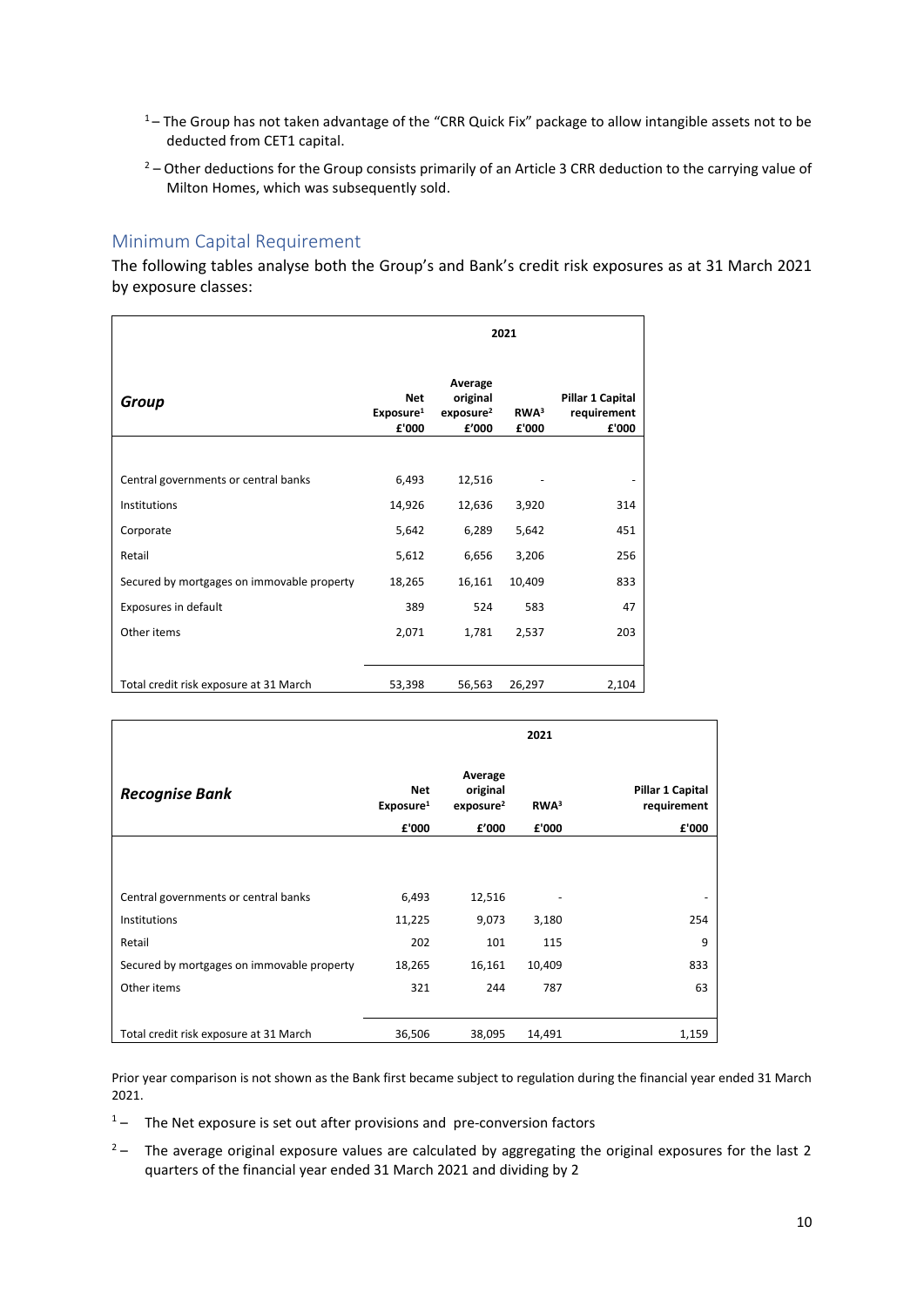[1] – The Group has not taken advantage of the "CRR Quick Fix" package to allow intangible assets not to be deducted from CET1 capital.

[2] – Other deductions for the Group consists primarily of an Article 3 CRR deduction to the carrying value of Milton Homes, which was subsequently sold.

## Minimum Capital Requirement

The following tables analyse both the Group's and Bank's credit risk exposures as at 31 March 2021 by exposure classes:

| | 2021 | | | |
|---|---|---|---|---|
| ***Group*** | **Net Exposure[1] £'000** | **Average original exposure[2] £'000** | **RWA[3] £'000** | **Pillar 1 Capital requirement £'000** |
| Central governments or central banks | 6,493 | 12,516 | - | - |
| Institutions | 14,926 | 12,636 | 3,920 | 314 |
| Corporate | 5,642 | 6,289 | 5,642 | 451 |
| Retail | 5,612 | 6,656 | 3,206 | 256 |
| Secured by mortgages on immovable property | 18,265 | 16,161 | 10,409 | 833 |
| Exposures in default | 389 | 524 | 583 | 47 |
| Other items | 2,071 | 1,781 | 2,537 | 203 |
| Total credit risk exposure at 31 March | 53,398 | 56,563 | 26,297 | 2,104 |

| | 2021 | | | |
|---|---|---|---|---|
| ***Recognise Bank*** | **Net Exposure[1] £'000** | **Average original exposure[2] £'000** | **RWA[3] £'000** | **Pillar 1 Capital requirement £'000** |
| Central governments or central banks | 6,493 | 12,516 | - | - |
| Institutions | 11,225 | 9,073 | 3,180 | 254 |
| Retail | 202 | 101 | 115 | 9 |
| Secured by mortgages on immovable property | 18,265 | 16,161 | 10,409 | 833 |
| Other items | 321 | 244 | 787 | 63 |
| Total credit risk exposure at 31 March | 36,506 | 38,095 | 14,491 | 1,159 |

Prior year comparison is not shown as the Bank first became subject to regulation during the financial year ended 31 March 2021.

[1] – The Net exposure is set out after provisions and pre-conversion factors

[2] – The average original exposure values are calculated by aggregating the original exposures for the last 2 quarters of the financial year ended 31 March 2021 and dividing by 2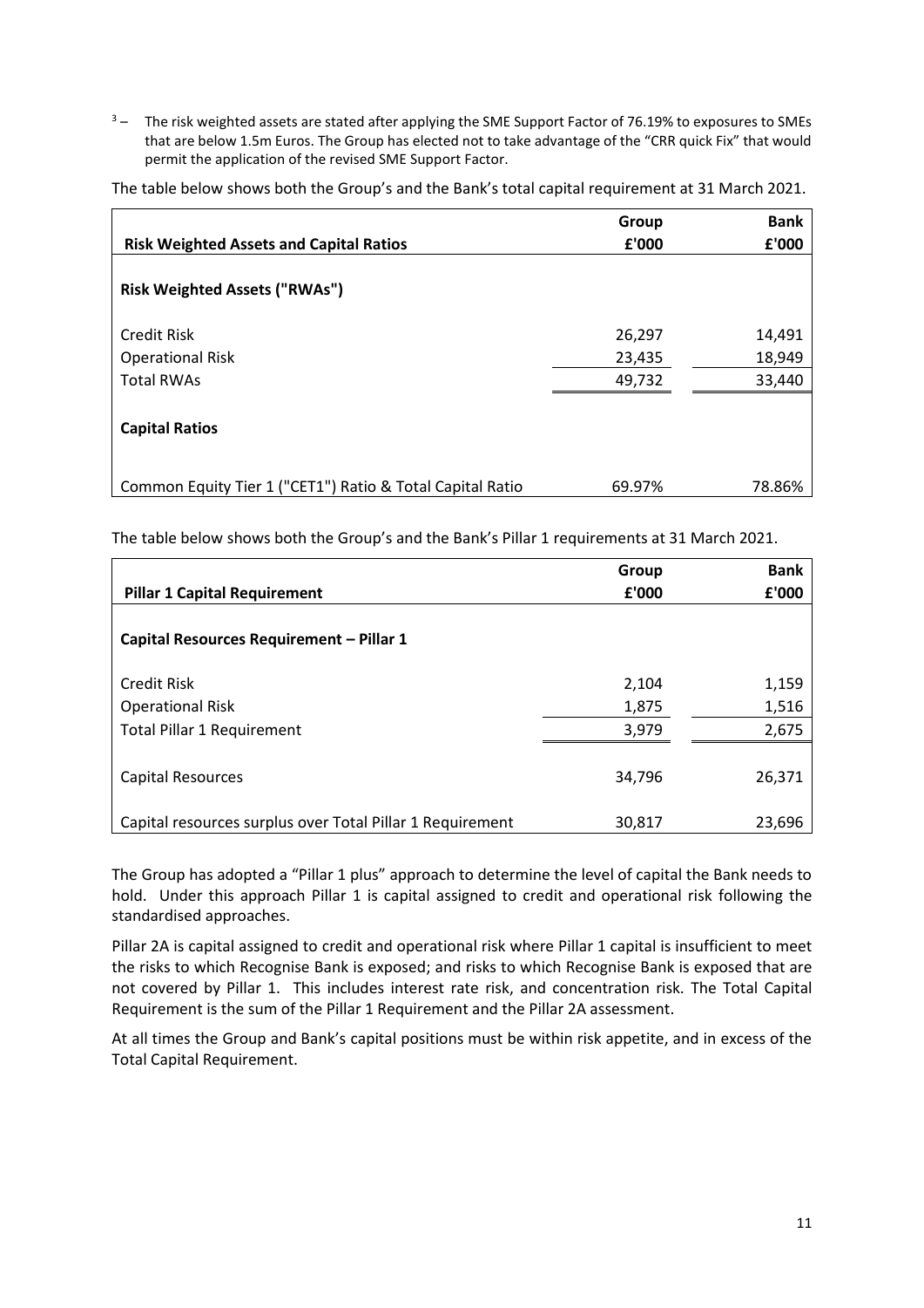[3] – The risk weighted assets are stated after applying the SME Support Factor of 76.19% to exposures to SMEs that are below 1.5m Euros. The Group has elected not to take advantage of the "CRR quick Fix" that would permit the application of the revised SME Support Factor.

The table below shows both the Group's and the Bank's total capital requirement at 31 March 2021.

| Risk Weighted Assets and Capital Ratios | Group £'000 | Bank £'000 |
|---|---|---|
| **Risk Weighted Assets ("RWAs")** | | |
| Credit Risk | 26,297 | 14,491 |
| Operational Risk | 23,435 | 18,949 |
| Total RWAs | 49,732 | 33,440 |
| **Capital Ratios** | | |
| Common Equity Tier 1 ("CET1") Ratio & Total Capital Ratio | 69.97% | 78.86% |

The table below shows both the Group's and the Bank's Pillar 1 requirements at 31 March 2021.

| Pillar 1 Capital Requirement | Group £'000 | Bank £'000 |
|---|---|---|
| **Capital Resources Requirement – Pillar 1** | | |
| Credit Risk | 2,104 | 1,159 |
| Operational Risk | 1,875 | 1,516 |
| Total Pillar 1 Requirement | 3,979 | 2,675 |
| Capital Resources | 34,796 | 26,371 |
| Capital resources surplus over Total Pillar 1 Requirement | 30,817 | 23,696 |

The Group has adopted a "Pillar 1 plus" approach to determine the level of capital the Bank needs to hold. Under this approach Pillar 1 is capital assigned to credit and operational risk following the standardised approaches.

Pillar 2A is capital assigned to credit and operational risk where Pillar 1 capital is insufficient to meet the risks to which Recognise Bank is exposed; and risks to which Recognise Bank is exposed that are not covered by Pillar 1. This includes interest rate risk, and concentration risk. The Total Capital Requirement is the sum of the Pillar 1 Requirement and the Pillar 2A assessment.

At all times the Group and Bank's capital positions must be within risk appetite, and in excess of the Total Capital Requirement.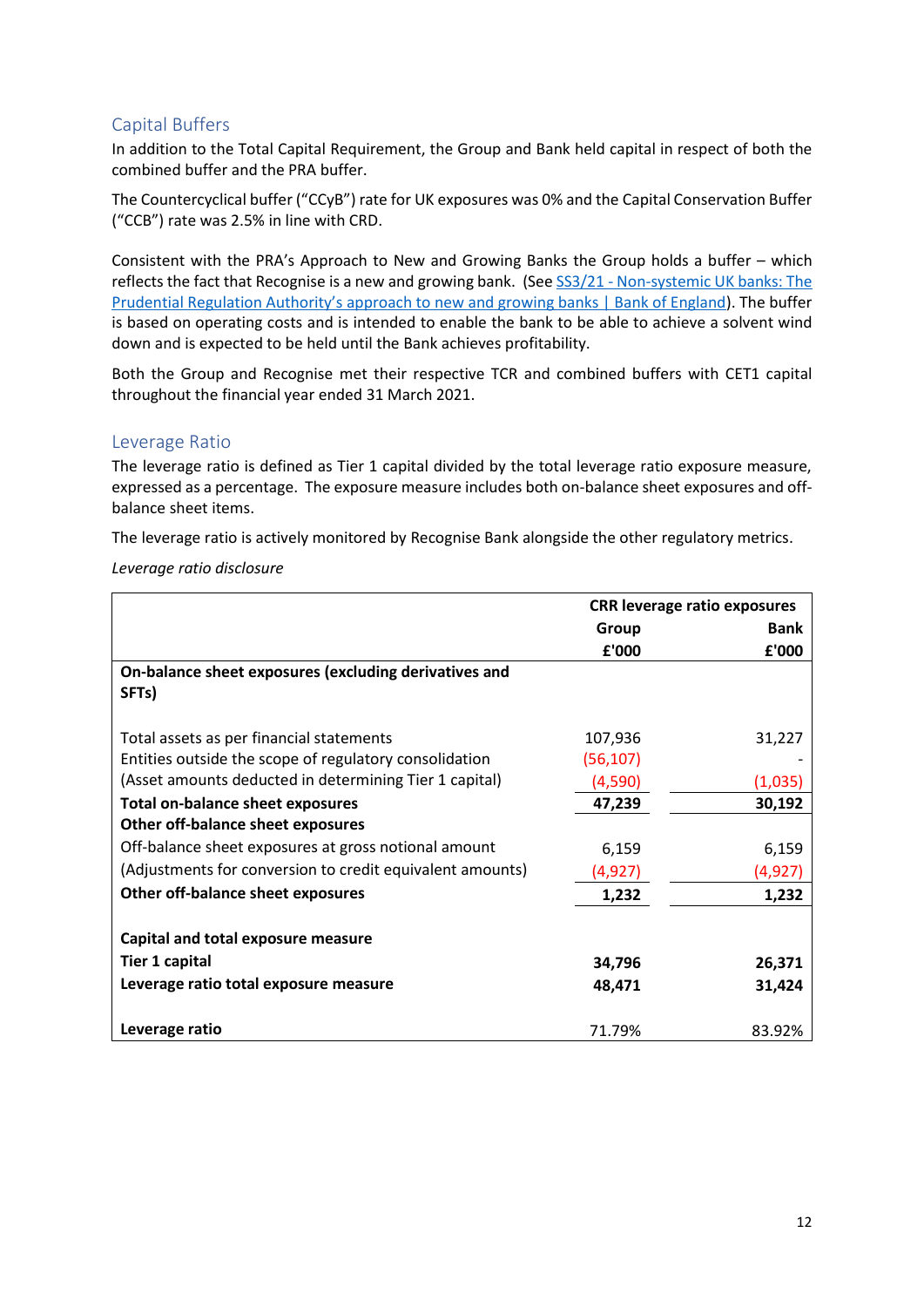## Capital Buffers

In addition to the Total Capital Requirement, the Group and Bank held capital in respect of both the combined buffer and the PRA buffer.

The Countercyclical buffer ("CCyB") rate for UK exposures was 0% and the Capital Conservation Buffer ("CCB") rate was 2.5% in line with CRD.

Consistent with the PRA's Approach to New and Growing Banks the Group holds a buffer – which reflects the fact that Recognise is a new and growing bank. (See [SS3/21 - Non-systemic UK banks: The Prudential Regulation Authority's approach to new and growing banks | Bank of England]). The buffer is based on operating costs and is intended to enable the bank to be able to achieve a solvent wind down and is expected to be held until the Bank achieves profitability.

Both the Group and Recognise met their respective TCR and combined buffers with CET1 capital throughout the financial year ended 31 March 2021.

## Leverage Ratio

The leverage ratio is defined as Tier 1 capital divided by the total leverage ratio exposure measure, expressed as a percentage. The exposure measure includes both on-balance sheet exposures and off-balance sheet items.

The leverage ratio is actively monitored by Recognise Bank alongside the other regulatory metrics.

*Leverage ratio disclosure*

| | CRR leverage ratio exposures | |
|---|---|---|
| | **Group** | **Bank** |
| | **£'000** | **£'000** |
| **On-balance sheet exposures (excluding derivatives and SFTs)** | | |
| Total assets as per financial statements | 107,936 | 31,227 |
| Entities outside the scope of regulatory consolidation | (56,107) | - |
| (Asset amounts deducted in determining Tier 1 capital) | (4,590) | (1,035) |
| **Total on-balance sheet exposures** | **47,239** | **30,192** |
| **Other off-balance sheet exposures** | | |
| Off-balance sheet exposures at gross notional amount | 6,159 | 6,159 |
| (Adjustments for conversion to credit equivalent amounts) | (4,927) | (4,927) |
| **Other off-balance sheet exposures** | **1,232** | **1,232** |
| **Capital and total exposure measure** | | |
| **Tier 1 capital** | **34,796** | **26,371** |
| **Leverage ratio total exposure measure** | **48,471** | **31,424** |
| **Leverage ratio** | 71.79% | 83.92% |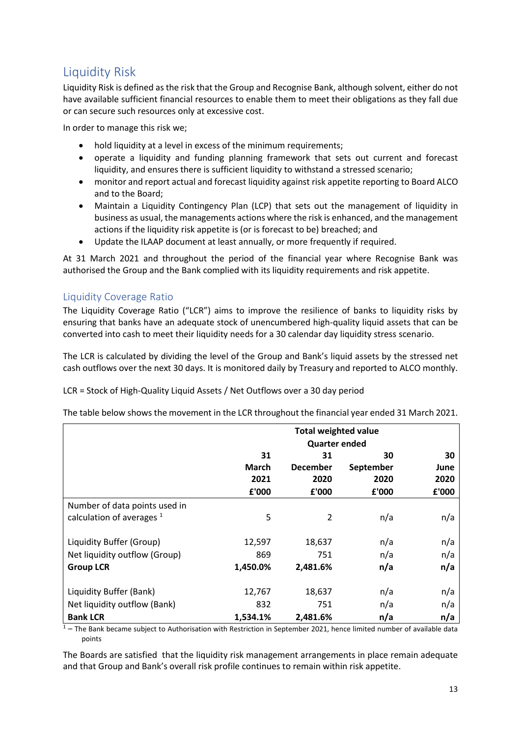## Liquidity Risk

Liquidity Risk is defined as the risk that the Group and Recognise Bank, although solvent, either do not have available sufficient financial resources to enable them to meet their obligations as they fall due or can secure such resources only at excessive cost.

In order to manage this risk we;

- hold liquidity at a level in excess of the minimum requirements;
- operate a liquidity and funding planning framework that sets out current and forecast liquidity, and ensures there is sufficient liquidity to withstand a stressed scenario;
- monitor and report actual and forecast liquidity against risk appetite reporting to Board ALCO and to the Board;
- Maintain a Liquidity Contingency Plan (LCP) that sets out the management of liquidity in business as usual, the managements actions where the risk is enhanced, and the management actions if the liquidity risk appetite is (or is forecast to be) breached; and
- Update the ILAAP document at least annually, or more frequently if required.

At 31 March 2021 and throughout the period of the financial year where Recognise Bank was authorised the Group and the Bank complied with its liquidity requirements and risk appetite.

### Liquidity Coverage Ratio

The Liquidity Coverage Ratio ("LCR") aims to improve the resilience of banks to liquidity risks by ensuring that banks have an adequate stock of unencumbered high-quality liquid assets that can be converted into cash to meet their liquidity needs for a 30 calendar day liquidity stress scenario.

The LCR is calculated by dividing the level of the Group and Bank's liquid assets by the stressed net cash outflows over the next 30 days. It is monitored daily by Treasury and reported to ALCO monthly.

LCR = Stock of High-Quality Liquid Assets / Net Outflows over a 30 day period

The table below shows the movement in the LCR throughout the financial year ended 31 March 2021.

| | **Total weighted value** | | | |
|---|---|---|---|---|
| | **Quarter ended** | | | |
| | **31 March 2021 £'000** | **31 December 2020 £'000** | **30 September 2020 £'000** | **30 June 2020 £'000** |
| Number of data points used in calculation of averages [1] | 5 | 2 | n/a | n/a |
| Liquidity Buffer (Group) | 12,597 | 18,637 | n/a | n/a |
| Net liquidity outflow (Group) | 869 | 751 | n/a | n/a |
| **Group LCR** | **1,450.0%** | **2,481.6%** | **n/a** | **n/a** |
| Liquidity Buffer (Bank) | 12,767 | 18,637 | n/a | n/a |
| Net liquidity outflow (Bank) | 832 | 751 | n/a | n/a |
| **Bank LCR** | **1,534.1%** | **2,481.6%** | **n/a** | **n/a** |

[1] – The Bank became subject to Authorisation with Restriction in September 2021, hence limited number of available data points

The Boards are satisfied that the liquidity risk management arrangements in place remain adequate and that Group and Bank's overall risk profile continues to remain within risk appetite.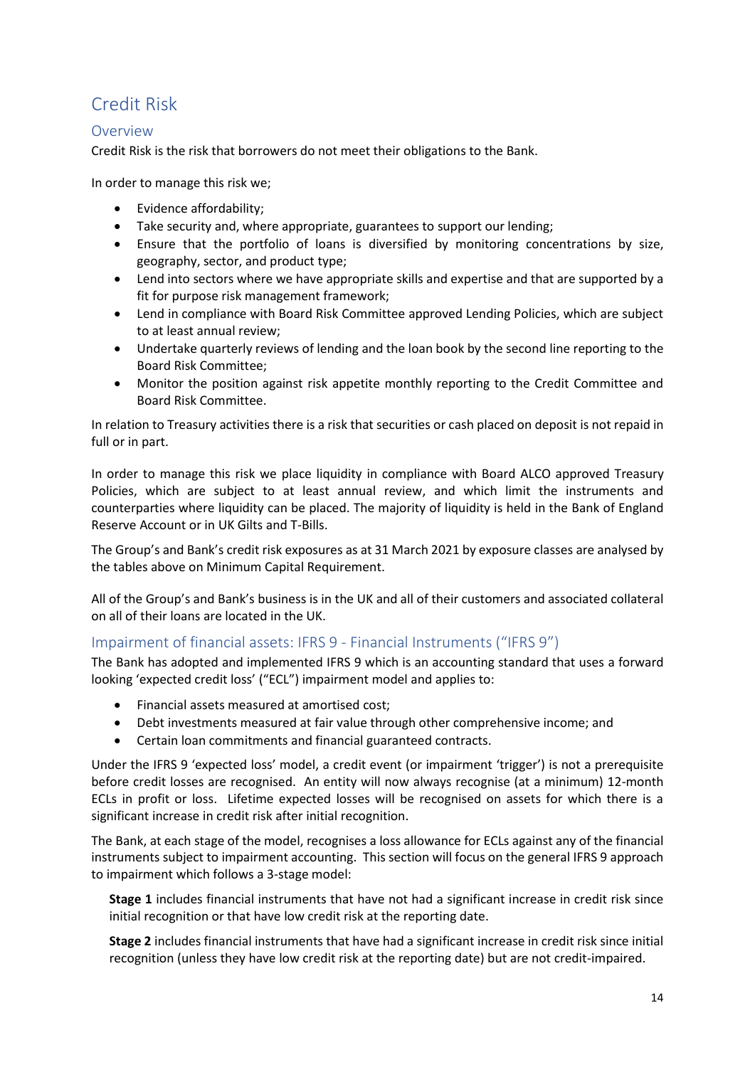# Credit Risk

## Overview

Credit Risk is the risk that borrowers do not meet their obligations to the Bank.

In order to manage this risk we;

- Evidence affordability;
- Take security and, where appropriate, guarantees to support our lending;
- Ensure that the portfolio of loans is diversified by monitoring concentrations by size, geography, sector, and product type;
- Lend into sectors where we have appropriate skills and expertise and that are supported by a fit for purpose risk management framework;
- Lend in compliance with Board Risk Committee approved Lending Policies, which are subject to at least annual review;
- Undertake quarterly reviews of lending and the loan book by the second line reporting to the Board Risk Committee;
- Monitor the position against risk appetite monthly reporting to the Credit Committee and Board Risk Committee.

In relation to Treasury activities there is a risk that securities or cash placed on deposit is not repaid in full or in part.

In order to manage this risk we place liquidity in compliance with Board ALCO approved Treasury Policies, which are subject to at least annual review, and which limit the instruments and counterparties where liquidity can be placed. The majority of liquidity is held in the Bank of England Reserve Account or in UK Gilts and T-Bills.

The Group's and Bank's credit risk exposures as at 31 March 2021 by exposure classes are analysed by the tables above on Minimum Capital Requirement.

All of the Group's and Bank's business is in the UK and all of their customers and associated collateral on all of their loans are located in the UK.

## Impairment of financial assets: IFRS 9 - Financial Instruments ("IFRS 9")

The Bank has adopted and implemented IFRS 9 which is an accounting standard that uses a forward looking 'expected credit loss' ("ECL") impairment model and applies to:

- Financial assets measured at amortised cost;
- Debt investments measured at fair value through other comprehensive income; and
- Certain loan commitments and financial guaranteed contracts.

Under the IFRS 9 'expected loss' model, a credit event (or impairment 'trigger') is not a prerequisite before credit losses are recognised. An entity will now always recognise (at a minimum) 12-month ECLs in profit or loss. Lifetime expected losses will be recognised on assets for which there is a significant increase in credit risk after initial recognition.

The Bank, at each stage of the model, recognises a loss allowance for ECLs against any of the financial instruments subject to impairment accounting. This section will focus on the general IFRS 9 approach to impairment which follows a 3-stage model:

**Stage 1** includes financial instruments that have not had a significant increase in credit risk since initial recognition or that have low credit risk at the reporting date.

**Stage 2** includes financial instruments that have had a significant increase in credit risk since initial recognition (unless they have low credit risk at the reporting date) but are not credit-impaired.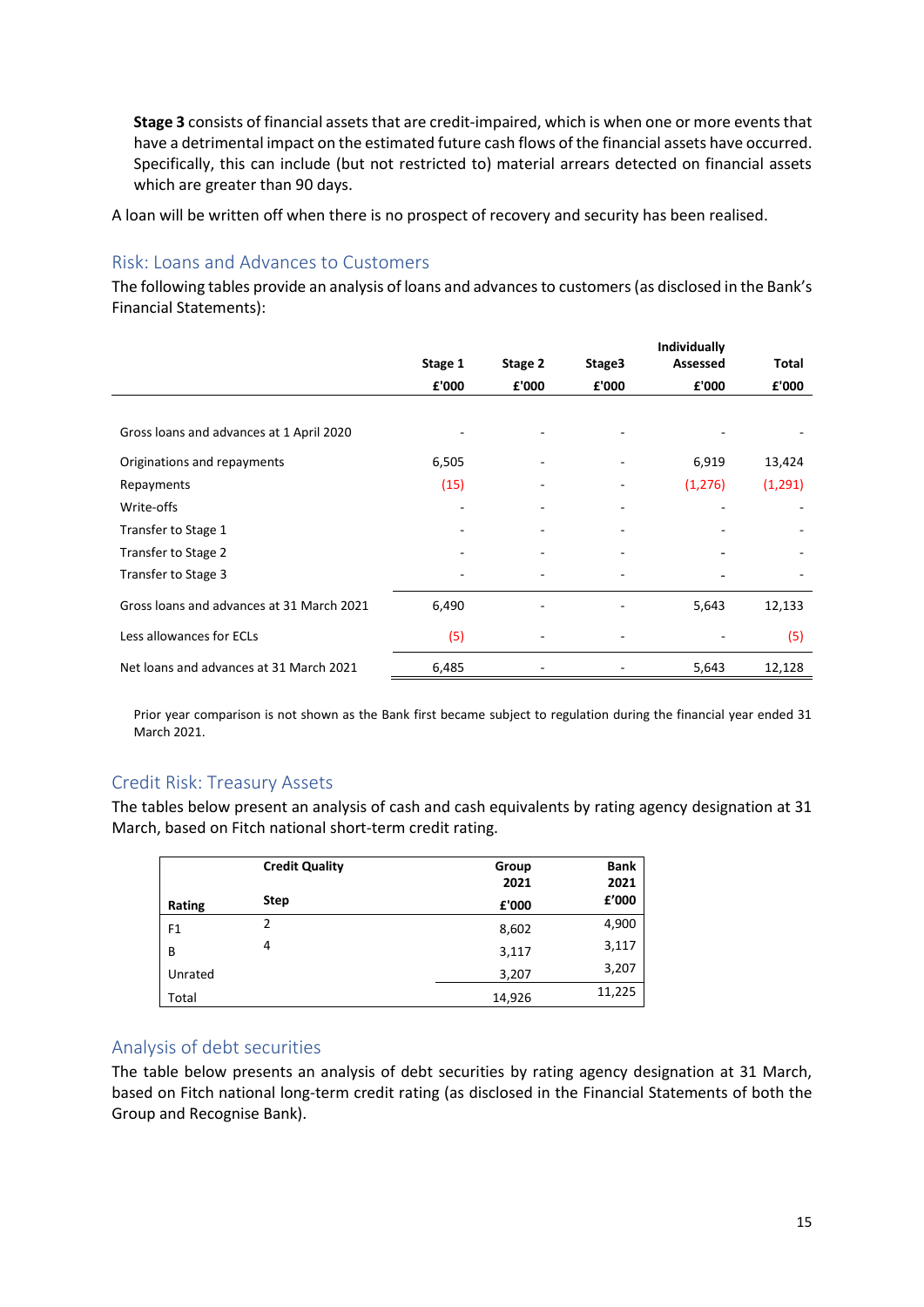**Stage 3** consists of financial assets that are credit-impaired, which is when one or more events that have a detrimental impact on the estimated future cash flows of the financial assets have occurred. Specifically, this can include (but not restricted to) material arrears detected on financial assets which are greater than 90 days.

A loan will be written off when there is no prospect of recovery and security has been realised.

## Risk: Loans and Advances to Customers

The following tables provide an analysis of loans and advances to customers (as disclosed in the Bank's Financial Statements):

| | Stage 1 | Stage 2 | Stage3 | Individually Assessed | Total |
|---|---|---|---|---|---|
| | £'000 | £'000 | £'000 | £'000 | £'000 |
| Gross loans and advances at 1 April 2020 | - | - | - | - | - |
| Originations and repayments | 6,505 | - | - | 6,919 | 13,424 |
| Repayments | (15) | - | - | (1,276) | (1,291) |
| Write-offs | - | - | - | - | - |
| Transfer to Stage 1 | - | - | - | - | - |
| Transfer to Stage 2 | - | - | - | - | - |
| Transfer to Stage 3 | - | - | - | - | - |
| Gross loans and advances at 31 March 2021 | 6,490 | - | - | 5,643 | 12,133 |
| Less allowances for ECLs | (5) | - | - | - | (5) |
| Net loans and advances at 31 March 2021 | 6,485 | - | - | 5,643 | 12,128 |

Prior year comparison is not shown as the Bank first became subject to regulation during the financial year ended 31 March 2021.

## Credit Risk: Treasury Assets

The tables below present an analysis of cash and cash equivalents by rating agency designation at 31 March, based on Fitch national short-term credit rating.

| Rating | Credit Quality Step | Group 2021 £'000 | Bank 2021 £'000 |
|---|---|---|---|
| F1 | 2 | 8,602 | 4,900 |
| B | 4 | 3,117 | 3,117 |
| Unrated | | 3,207 | 3,207 |
| Total | | 14,926 | 11,225 |

## Analysis of debt securities

The table below presents an analysis of debt securities by rating agency designation at 31 March, based on Fitch national long-term credit rating (as disclosed in the Financial Statements of both the Group and Recognise Bank).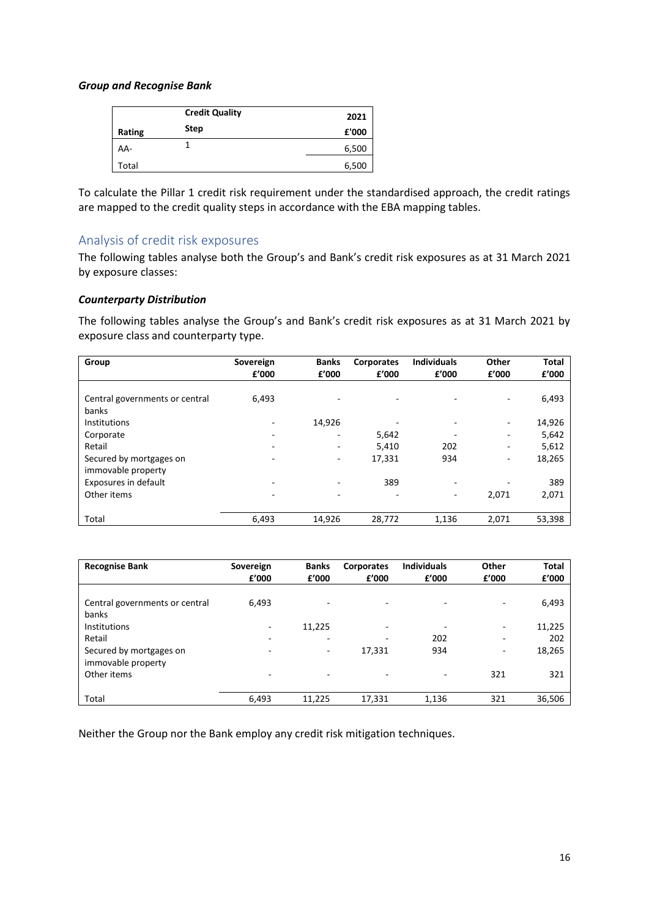***Group and Recognise Bank***

| Rating | Credit Quality Step | 2021 £'000 |
|---|---|---|
| AA- | 1 | 6,500 |
| Total | | 6,500 |

To calculate the Pillar 1 credit risk requirement under the standardised approach, the credit ratings are mapped to the credit quality steps in accordance with the EBA mapping tables.

## Analysis of credit risk exposures

The following tables analyse both the Group's and Bank's credit risk exposures as at 31 March 2021 by exposure classes:

***Counterparty Distribution***

The following tables analyse the Group's and Bank's credit risk exposures as at 31 March 2021 by exposure class and counterparty type.

| Group | Sovereign £'000 | Banks £'000 | Corporates £'000 | Individuals £'000 | Other £'000 | Total £'000 |
|---|---|---|---|---|---|---|
| Central governments or central banks | 6,493 | - | - | - | - | 6,493 |
| Institutions | - | 14,926 | - | - | - | 14,926 |
| Corporate | - | - | 5,642 | - | - | 5,642 |
| Retail | - | - | 5,410 | 202 | - | 5,612 |
| Secured by mortgages on immovable property | - | - | 17,331 | 934 | - | 18,265 |
| Exposures in default | - | - | 389 | - | - | 389 |
| Other items | - | - | - | - | 2,071 | 2,071 |
| Total | 6,493 | 14,926 | 28,772 | 1,136 | 2,071 | 53,398 |

| Recognise Bank | Sovereign £'000 | Banks £'000 | Corporates £'000 | Individuals £'000 | Other £'000 | Total £'000 |
|---|---|---|---|---|---|---|
| Central governments or central banks | 6,493 | - | - | - | - | 6,493 |
| Institutions | - | 11,225 | - | - | - | 11,225 |
| Retail | - | - | - | 202 | - | 202 |
| Secured by mortgages on immovable property | - | - | 17,331 | 934 | - | 18,265 |
| Other items | - | - | - | - | 321 | 321 |
| Total | 6,493 | 11,225 | 17,331 | 1,136 | 321 | 36,506 |

Neither the Group nor the Bank employ any credit risk mitigation techniques.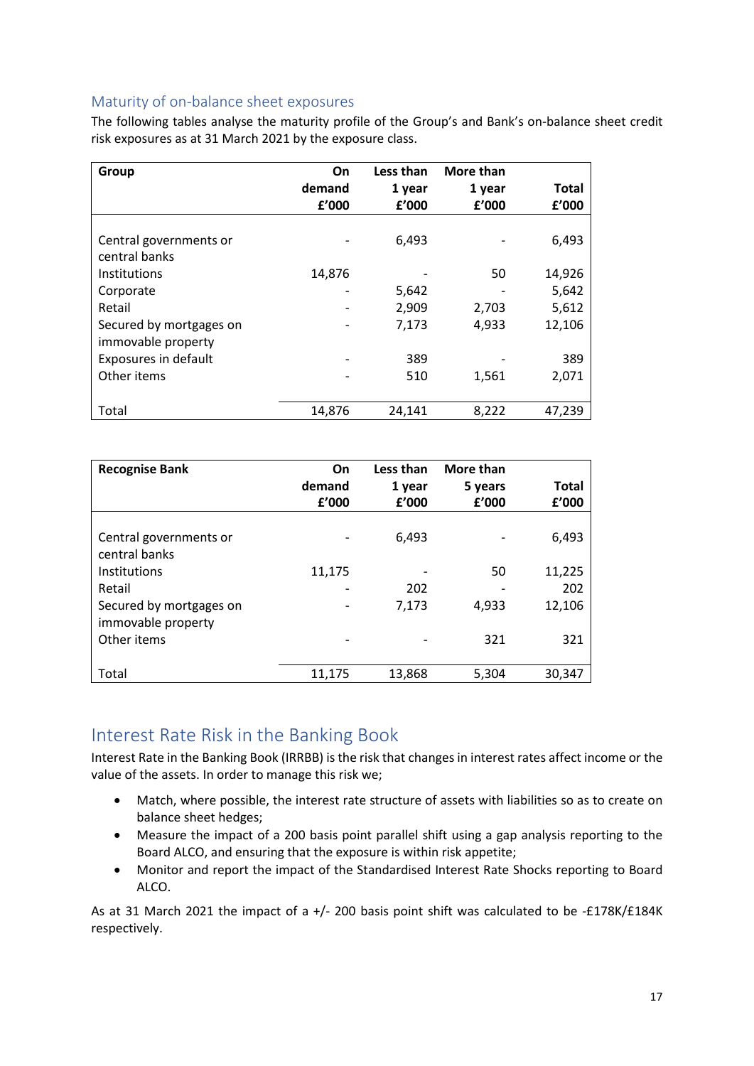## Maturity of on-balance sheet exposures

The following tables analyse the maturity profile of the Group's and Bank's on-balance sheet credit risk exposures as at 31 March 2021 by the exposure class.

| **Group** | **On demand £'000** | **Less than 1 year £'000** | **More than 1 year £'000** | **Total £'000** |
|---|---|---|---|---|
| Central governments or central banks | - | 6,493 | - | 6,493 |
| Institutions | 14,876 | - | 50 | 14,926 |
| Corporate | - | 5,642 | - | 5,642 |
| Retail | - | 2,909 | 2,703 | 5,612 |
| Secured by mortgages on immovable property | - | 7,173 | 4,933 | 12,106 |
| Exposures in default | - | 389 | - | 389 |
| Other items | - | 510 | 1,561 | 2,071 |
| Total | 14,876 | 24,141 | 8,222 | 47,239 |

| **Recognise Bank** | **On demand £'000** | **Less than 1 year £'000** | **More than 5 years £'000** | **Total £'000** |
|---|---|---|---|---|
| Central governments or central banks | - | 6,493 | - | 6,493 |
| Institutions | 11,175 | - | 50 | 11,225 |
| Retail | - | 202 | - | 202 |
| Secured by mortgages on immovable property | - | 7,173 | 4,933 | 12,106 |
| Other items | - | - | 321 | 321 |
| Total | 11,175 | 13,868 | 5,304 | 30,347 |

# Interest Rate Risk in the Banking Book

Interest Rate in the Banking Book (IRRBB) is the risk that changes in interest rates affect income or the value of the assets. In order to manage this risk we;

- Match, where possible, the interest rate structure of assets with liabilities so as to create on balance sheet hedges;
- Measure the impact of a 200 basis point parallel shift using a gap analysis reporting to the Board ALCO, and ensuring that the exposure is within risk appetite;
- Monitor and report the impact of the Standardised Interest Rate Shocks reporting to Board ALCO.

As at 31 March 2021 the impact of a +/- 200 basis point shift was calculated to be -£178K/£184K respectively.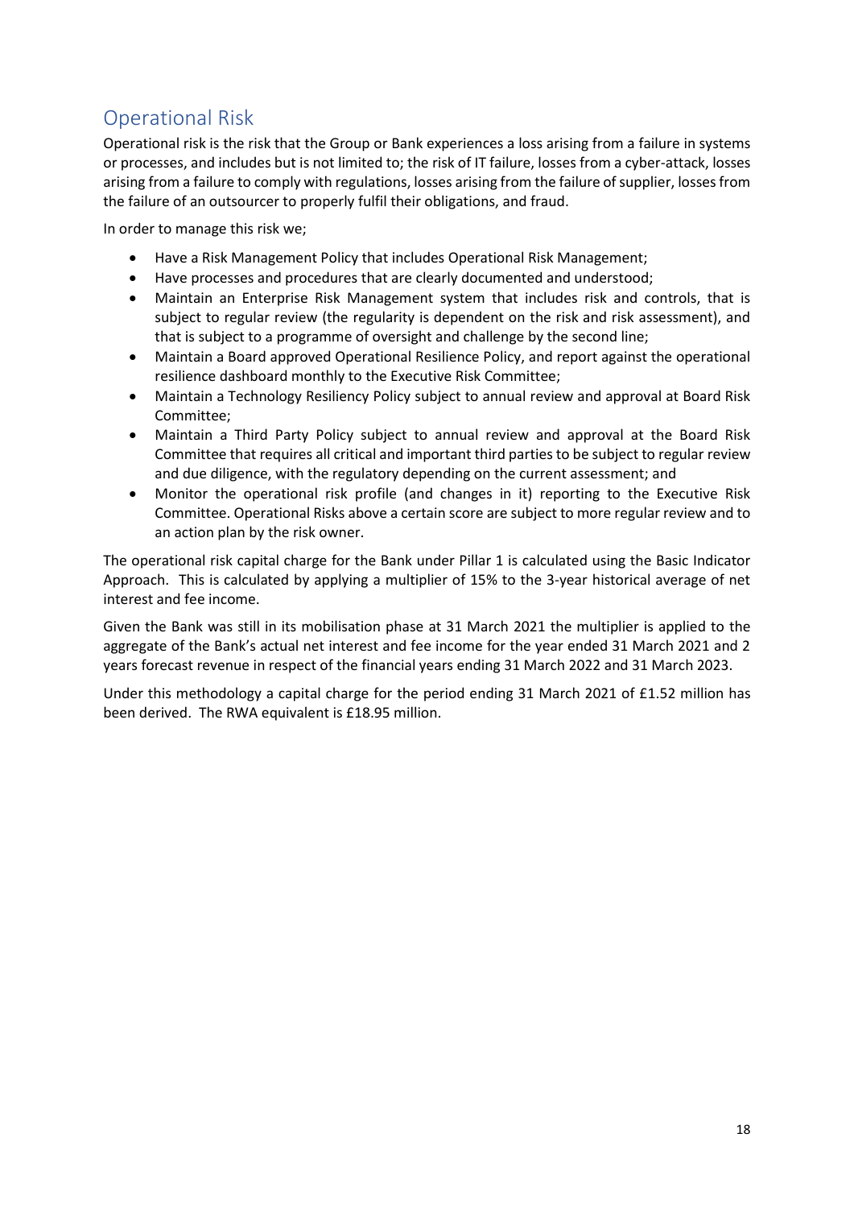## Operational Risk

Operational risk is the risk that the Group or Bank experiences a loss arising from a failure in systems or processes, and includes but is not limited to; the risk of IT failure, losses from a cyber-attack, losses arising from a failure to comply with regulations, losses arising from the failure of supplier, losses from the failure of an outsourcer to properly fulfil their obligations, and fraud.

In order to manage this risk we;

- Have a Risk Management Policy that includes Operational Risk Management;
- Have processes and procedures that are clearly documented and understood;
- Maintain an Enterprise Risk Management system that includes risk and controls, that is subject to regular review (the regularity is dependent on the risk and risk assessment), and that is subject to a programme of oversight and challenge by the second line;
- Maintain a Board approved Operational Resilience Policy, and report against the operational resilience dashboard monthly to the Executive Risk Committee;
- Maintain a Technology Resiliency Policy subject to annual review and approval at Board Risk Committee;
- Maintain a Third Party Policy subject to annual review and approval at the Board Risk Committee that requires all critical and important third parties to be subject to regular review and due diligence, with the regulatory depending on the current assessment; and
- Monitor the operational risk profile (and changes in it) reporting to the Executive Risk Committee. Operational Risks above a certain score are subject to more regular review and to an action plan by the risk owner.

The operational risk capital charge for the Bank under Pillar 1 is calculated using the Basic Indicator Approach. This is calculated by applying a multiplier of 15% to the 3-year historical average of net interest and fee income.

Given the Bank was still in its mobilisation phase at 31 March 2021 the multiplier is applied to the aggregate of the Bank's actual net interest and fee income for the year ended 31 March 2021 and 2 years forecast revenue in respect of the financial years ending 31 March 2022 and 31 March 2023.

Under this methodology a capital charge for the period ending 31 March 2021 of £1.52 million has been derived. The RWA equivalent is £18.95 million.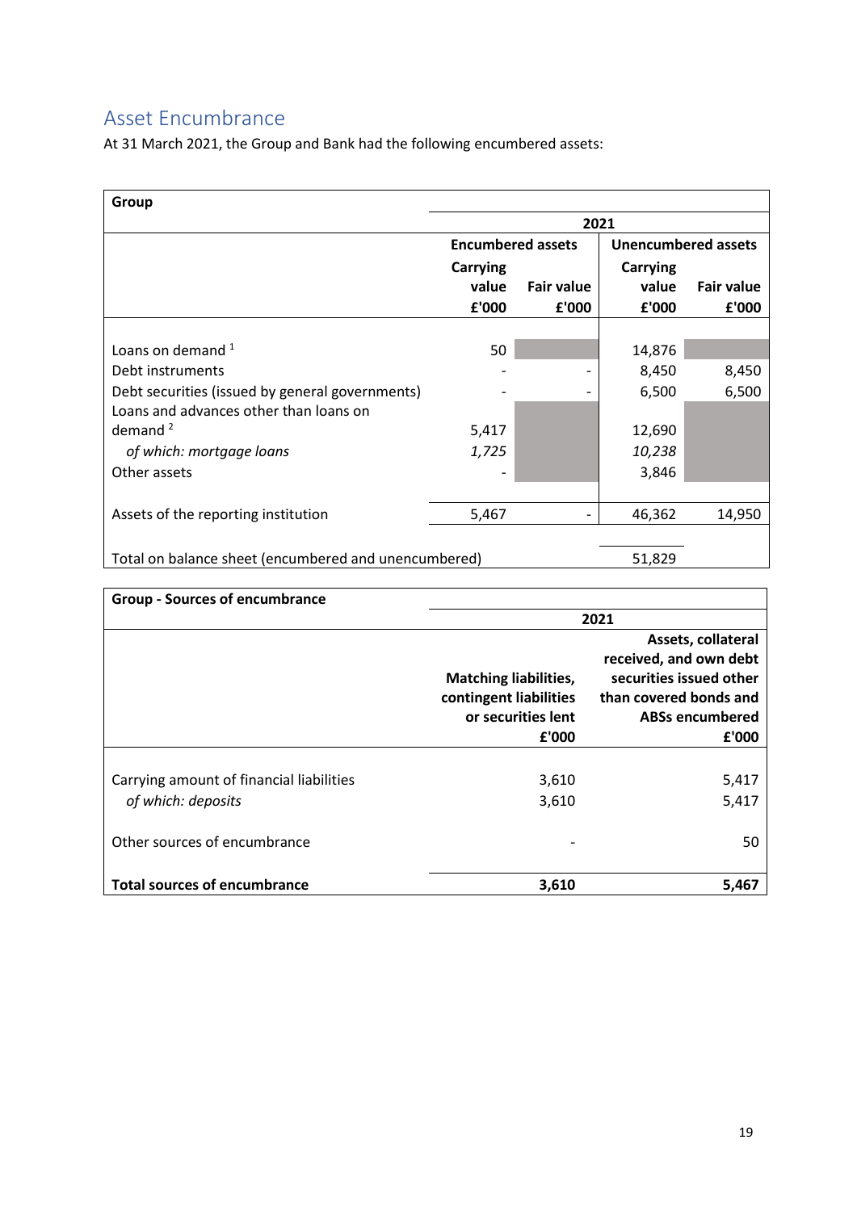## Asset Encumbrance

At 31 March 2021, the Group and Bank had the following encumbered assets:

| Group | 2021 | | | |
|---|---|---|---|---|
| | Encumbered assets | | Unencumbered assets | |
| | Carrying value £'000 | Fair value £'000 | Carrying value £'000 | Fair value £'000 |
| Loans on demand [1] | 50 | | 14,876 | |
| Debt instruments | - | - | 8,450 | 8,450 |
| Debt securities (issued by general governments) | - | - | 6,500 | 6,500 |
| Loans and advances other than loans on demand [2] | 5,417 | | 12,690 | |
| *of which: mortgage loans* | *1,725* | | *10,238* | |
| Other assets | - | | 3,846 | |
| Assets of the reporting institution | 5,467 | - | 46,362 | 14,950 |
| Total on balance sheet (encumbered and unencumbered) | | | 51,829 | |

| Group - Sources of encumbrance | 2021 | |
|---|---|---|
| | Matching liabilities, contingent liabilities or securities lent £'000 | Assets, collateral received, and own debt securities issued other than covered bonds and ABSs encumbered £'000 |
| Carrying amount of financial liabilities | 3,610 | 5,417 |
| *of which: deposits* | 3,610 | 5,417 |
| Other sources of encumbrance | - | 50 |
| **Total sources of encumbrance** | **3,610** | **5,467** |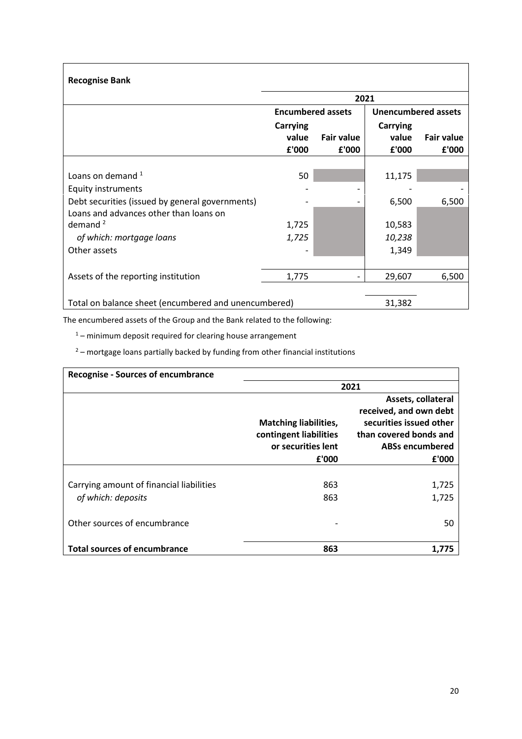**Recognise Bank**

| | 2021 | | | |
|---|---|---|---|---|
| | Encumbered assets | | Unencumbered assets | |
| | Carrying value £'000 | Fair value £'000 | Carrying value £'000 | Fair value £'000 |
| Loans on demand [1] | 50 | | 11,175 | |
| Equity instruments | - | - | - | - |
| Debt securities (issued by general governments) | - | - | 6,500 | 6,500 |
| Loans and advances other than loans on demand [2] | 1,725 | | 10,583 | |
| *of which: mortgage loans* | *1,725* | | *10,238* | |
| Other assets | - | | 1,349 | |
| Assets of the reporting institution | 1,775 | - | 29,607 | 6,500 |
| Total on balance sheet (encumbered and unencumbered) | | | 31,382 | |

The encumbered assets of the Group and the Bank related to the following:

[1] – minimum deposit required for clearing house arrangement

[2] – mortgage loans partially backed by funding from other financial institutions

| Recognise - Sources of encumbrance | 2021 | |
|---|---|---|
| | Matching liabilities, contingent liabilities or securities lent £'000 | Assets, collateral received, and own debt securities issued other than covered bonds and ABSs encumbered £'000 |
| Carrying amount of financial liabilities | 863 | 1,725 |
| *of which: deposits* | 863 | 1,725 |
| Other sources of encumbrance | - | 50 |
| **Total sources of encumbrance** | **863** | **1,775** |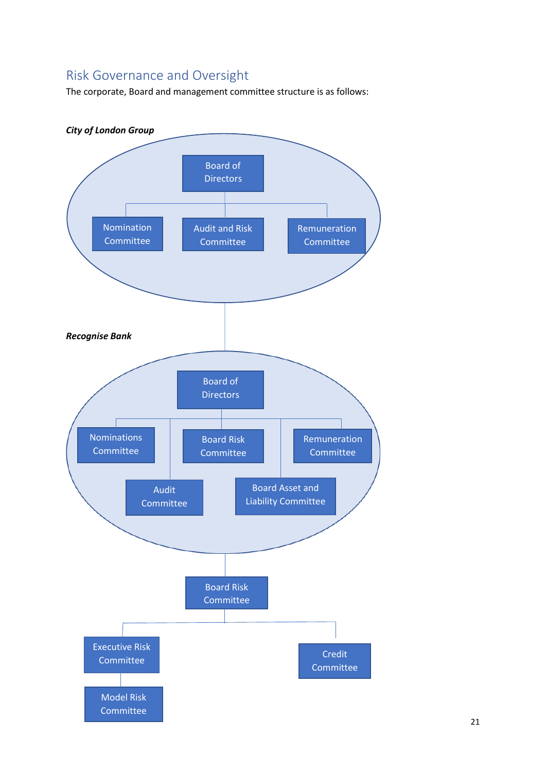## Risk Governance and Oversight

The corporate, Board and management committee structure is as follows:

***City of London Group***

- Board of Directors
  - Nomination Committee
  - Audit and Risk Committee
  - Remuneration Committee

***Recognise Bank***

- Board of Directors
  - Nominations Committee
  - Board Risk Committee
  - Remuneration Committee
  - Audit Committee
  - Board Asset and Liability Committee

- Board Risk Committee
  - Executive Risk Committee
    - Model Risk Committee
  - Credit Committee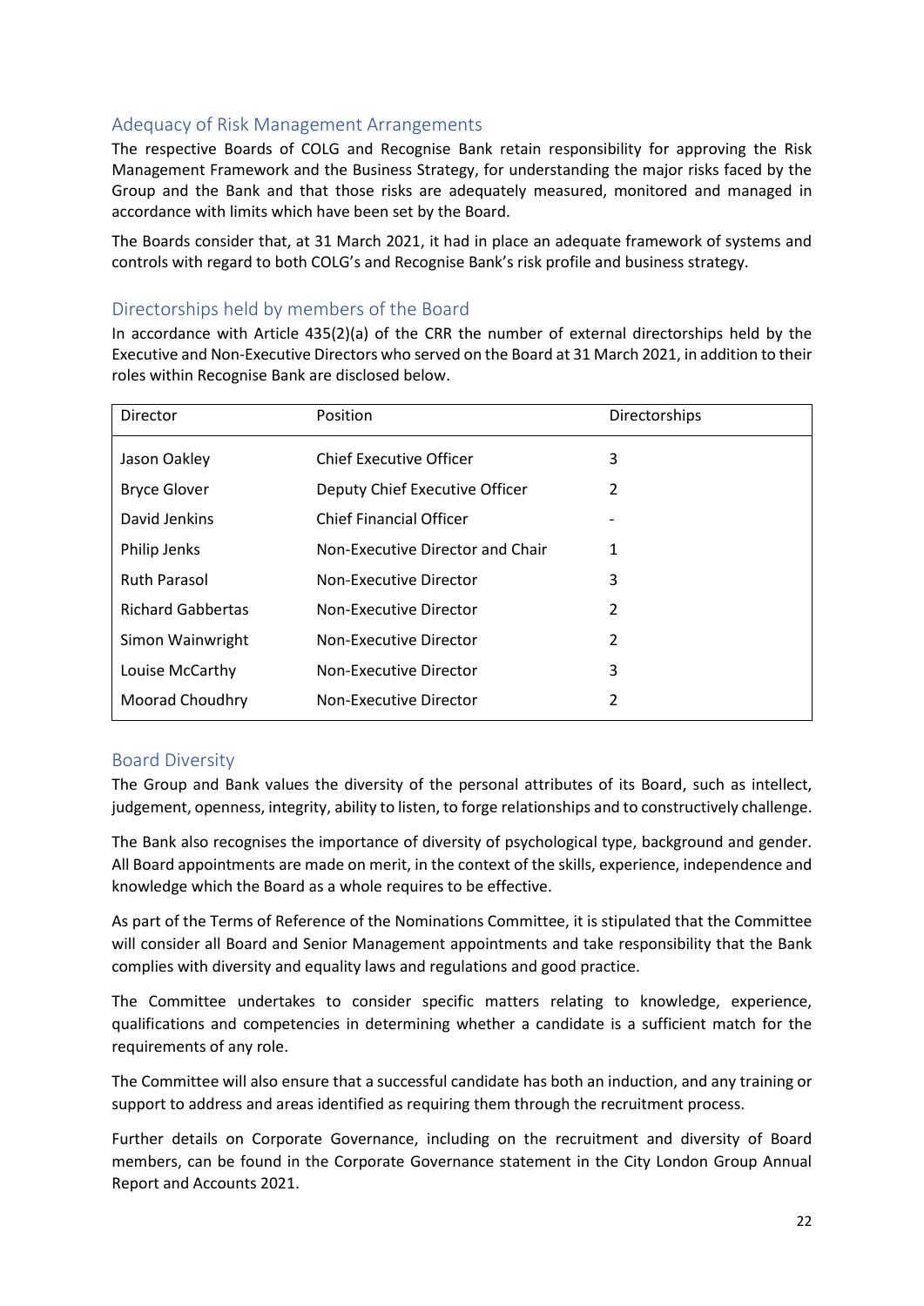## Adequacy of Risk Management Arrangements

The respective Boards of COLG and Recognise Bank retain responsibility for approving the Risk Management Framework and the Business Strategy, for understanding the major risks faced by the Group and the Bank and that those risks are adequately measured, monitored and managed in accordance with limits which have been set by the Board.

The Boards consider that, at 31 March 2021, it had in place an adequate framework of systems and controls with regard to both COLG's and Recognise Bank's risk profile and business strategy.

## Directorships held by members of the Board

In accordance with Article 435(2)(a) of the CRR the number of external directorships held by the Executive and Non-Executive Directors who served on the Board at 31 March 2021, in addition to their roles within Recognise Bank are disclosed below.

| Director | Position | Directorships |
|---|---|---|
| Jason Oakley | Chief Executive Officer | 3 |
| Bryce Glover | Deputy Chief Executive Officer | 2 |
| David Jenkins | Chief Financial Officer | - |
| Philip Jenks | Non-Executive Director and Chair | 1 |
| Ruth Parasol | Non-Executive Director | 3 |
| Richard Gabbertas | Non-Executive Director | 2 |
| Simon Wainwright | Non-Executive Director | 2 |
| Louise McCarthy | Non-Executive Director | 3 |
| Moorad Choudhry | Non-Executive Director | 2 |

## Board Diversity

The Group and Bank values the diversity of the personal attributes of its Board, such as intellect, judgement, openness, integrity, ability to listen, to forge relationships and to constructively challenge.

The Bank also recognises the importance of diversity of psychological type, background and gender. All Board appointments are made on merit, in the context of the skills, experience, independence and knowledge which the Board as a whole requires to be effective.

As part of the Terms of Reference of the Nominations Committee, it is stipulated that the Committee will consider all Board and Senior Management appointments and take responsibility that the Bank complies with diversity and equality laws and regulations and good practice.

The Committee undertakes to consider specific matters relating to knowledge, experience, qualifications and competencies in determining whether a candidate is a sufficient match for the requirements of any role.

The Committee will also ensure that a successful candidate has both an induction, and any training or support to address and areas identified as requiring them through the recruitment process.

Further details on Corporate Governance, including on the recruitment and diversity of Board members, can be found in the Corporate Governance statement in the City London Group Annual Report and Accounts 2021.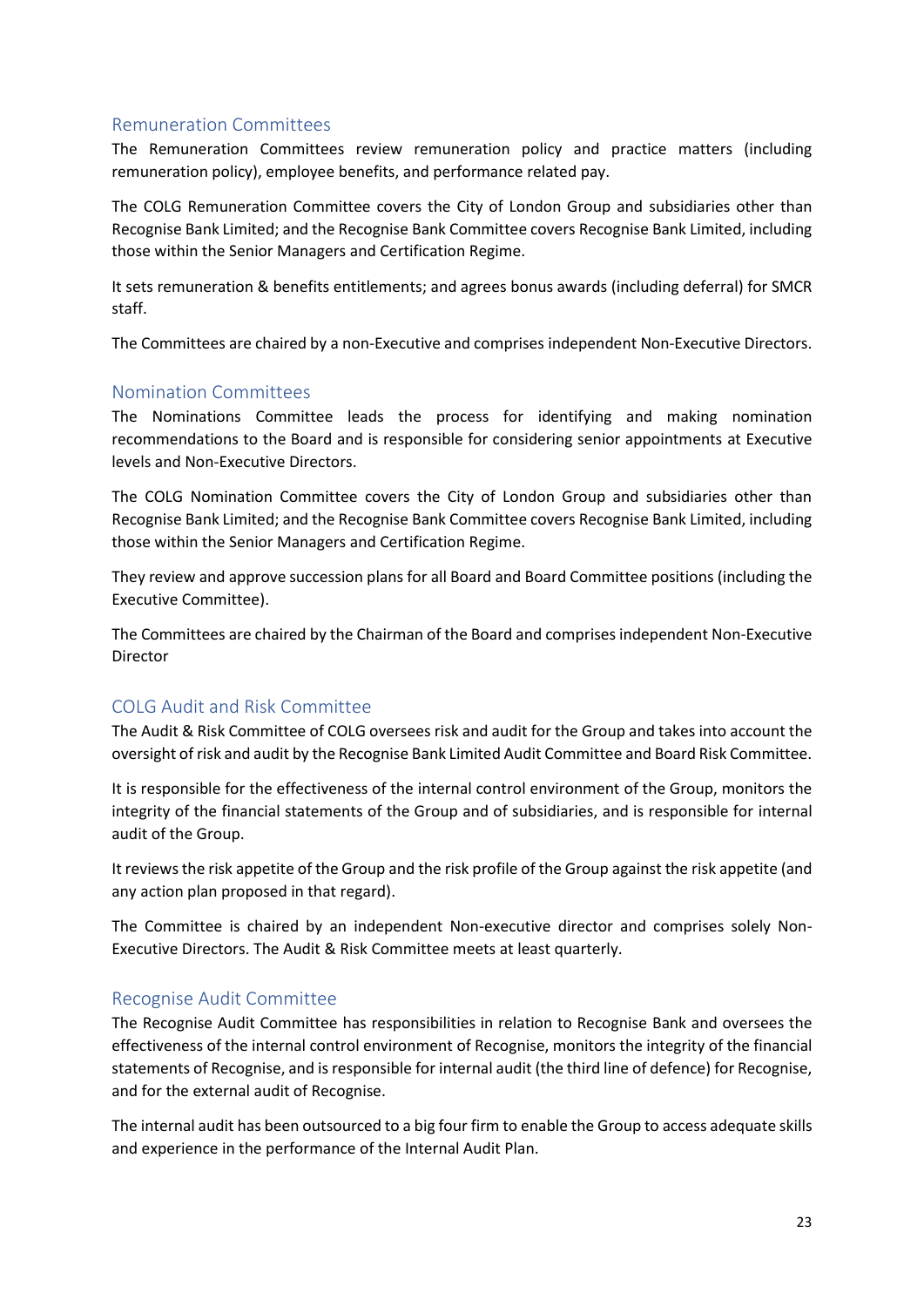## Remuneration Committees

The Remuneration Committees review remuneration policy and practice matters (including remuneration policy), employee benefits, and performance related pay.

The COLG Remuneration Committee covers the City of London Group and subsidiaries other than Recognise Bank Limited; and the Recognise Bank Committee covers Recognise Bank Limited, including those within the Senior Managers and Certification Regime.

It sets remuneration & benefits entitlements; and agrees bonus awards (including deferral) for SMCR staff.

The Committees are chaired by a non-Executive and comprises independent Non-Executive Directors.

## Nomination Committees

The Nominations Committee leads the process for identifying and making nomination recommendations to the Board and is responsible for considering senior appointments at Executive levels and Non-Executive Directors.

The COLG Nomination Committee covers the City of London Group and subsidiaries other than Recognise Bank Limited; and the Recognise Bank Committee covers Recognise Bank Limited, including those within the Senior Managers and Certification Regime.

They review and approve succession plans for all Board and Board Committee positions (including the Executive Committee).

The Committees are chaired by the Chairman of the Board and comprises independent Non-Executive Director

## COLG Audit and Risk Committee

The Audit & Risk Committee of COLG oversees risk and audit for the Group and takes into account the oversight of risk and audit by the Recognise Bank Limited Audit Committee and Board Risk Committee.

It is responsible for the effectiveness of the internal control environment of the Group, monitors the integrity of the financial statements of the Group and of subsidiaries, and is responsible for internal audit of the Group.

It reviews the risk appetite of the Group and the risk profile of the Group against the risk appetite (and any action plan proposed in that regard).

The Committee is chaired by an independent Non-executive director and comprises solely Non-Executive Directors. The Audit & Risk Committee meets at least quarterly.

## Recognise Audit Committee

The Recognise Audit Committee has responsibilities in relation to Recognise Bank and oversees the effectiveness of the internal control environment of Recognise, monitors the integrity of the financial statements of Recognise, and is responsible for internal audit (the third line of defence) for Recognise, and for the external audit of Recognise.

The internal audit has been outsourced to a big four firm to enable the Group to access adequate skills and experience in the performance of the Internal Audit Plan.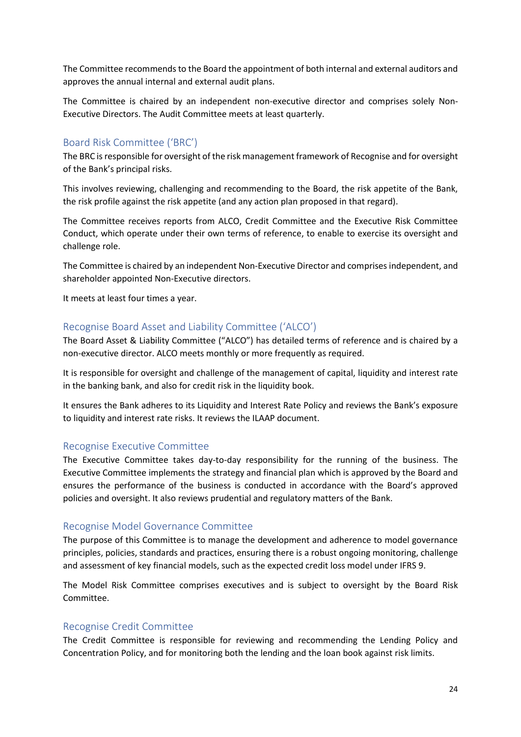The Committee recommends to the Board the appointment of both internal and external auditors and approves the annual internal and external audit plans.

The Committee is chaired by an independent non-executive director and comprises solely Non-Executive Directors. The Audit Committee meets at least quarterly.

## Board Risk Committee ('BRC')

The BRC is responsible for oversight of the risk management framework of Recognise and for oversight of the Bank's principal risks.

This involves reviewing, challenging and recommending to the Board, the risk appetite of the Bank, the risk profile against the risk appetite (and any action plan proposed in that regard).

The Committee receives reports from ALCO, Credit Committee and the Executive Risk Committee Conduct, which operate under their own terms of reference, to enable to exercise its oversight and challenge role.

The Committee is chaired by an independent Non-Executive Director and comprises independent, and shareholder appointed Non-Executive directors.

It meets at least four times a year.

## Recognise Board Asset and Liability Committee ('ALCO')

The Board Asset & Liability Committee ("ALCO") has detailed terms of reference and is chaired by a non-executive director. ALCO meets monthly or more frequently as required.

It is responsible for oversight and challenge of the management of capital, liquidity and interest rate in the banking bank, and also for credit risk in the liquidity book.

It ensures the Bank adheres to its Liquidity and Interest Rate Policy and reviews the Bank's exposure to liquidity and interest rate risks. It reviews the ILAAP document.

## Recognise Executive Committee

The Executive Committee takes day-to-day responsibility for the running of the business. The Executive Committee implements the strategy and financial plan which is approved by the Board and ensures the performance of the business is conducted in accordance with the Board's approved policies and oversight. It also reviews prudential and regulatory matters of the Bank.

## Recognise Model Governance Committee

The purpose of this Committee is to manage the development and adherence to model governance principles, policies, standards and practices, ensuring there is a robust ongoing monitoring, challenge and assessment of key financial models, such as the expected credit loss model under IFRS 9.

The Model Risk Committee comprises executives and is subject to oversight by the Board Risk Committee.

## Recognise Credit Committee

The Credit Committee is responsible for reviewing and recommending the Lending Policy and Concentration Policy, and for monitoring both the lending and the loan book against risk limits.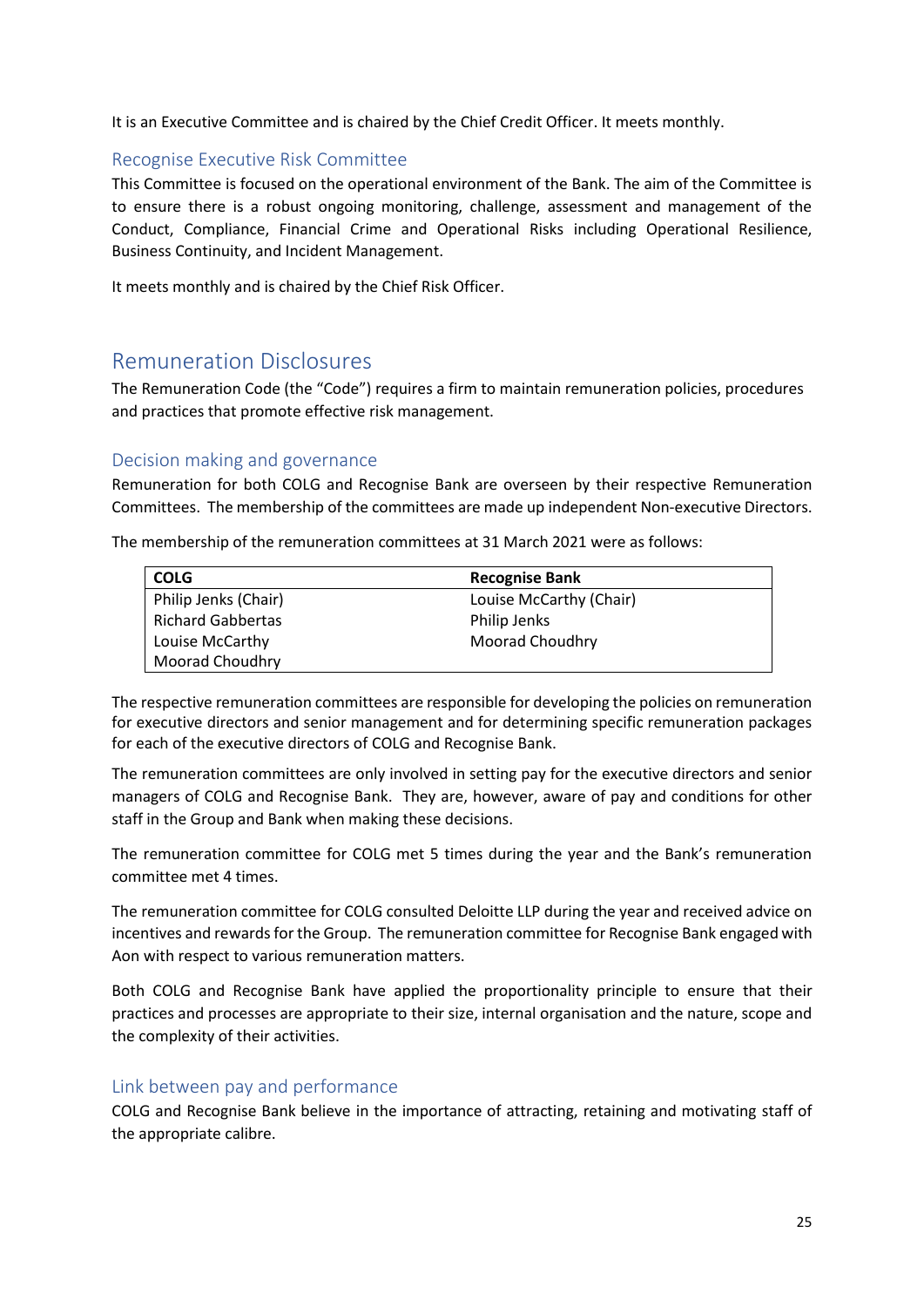It is an Executive Committee and is chaired by the Chief Credit Officer. It meets monthly.

### Recognise Executive Risk Committee

This Committee is focused on the operational environment of the Bank. The aim of the Committee is to ensure there is a robust ongoing monitoring, challenge, assessment and management of the Conduct, Compliance, Financial Crime and Operational Risks including Operational Resilience, Business Continuity, and Incident Management.

It meets monthly and is chaired by the Chief Risk Officer.

## Remuneration Disclosures

The Remuneration Code (the "Code") requires a firm to maintain remuneration policies, procedures and practices that promote effective risk management.

### Decision making and governance

Remuneration for both COLG and Recognise Bank are overseen by their respective Remuneration Committees. The membership of the committees are made up independent Non-executive Directors.

The membership of the remuneration committees at 31 March 2021 were as follows:

| COLG | Recognise Bank |
|---|---|
| Philip Jenks (Chair) | Louise McCarthy (Chair) |
| Richard Gabbertas | Philip Jenks |
| Louise McCarthy | Moorad Choudhry |
| Moorad Choudhry | |

The respective remuneration committees are responsible for developing the policies on remuneration for executive directors and senior management and for determining specific remuneration packages for each of the executive directors of COLG and Recognise Bank.

The remuneration committees are only involved in setting pay for the executive directors and senior managers of COLG and Recognise Bank. They are, however, aware of pay and conditions for other staff in the Group and Bank when making these decisions.

The remuneration committee for COLG met 5 times during the year and the Bank's remuneration committee met 4 times.

The remuneration committee for COLG consulted Deloitte LLP during the year and received advice on incentives and rewards for the Group. The remuneration committee for Recognise Bank engaged with Aon with respect to various remuneration matters.

Both COLG and Recognise Bank have applied the proportionality principle to ensure that their practices and processes are appropriate to their size, internal organisation and the nature, scope and the complexity of their activities.

### Link between pay and performance

COLG and Recognise Bank believe in the importance of attracting, retaining and motivating staff of the appropriate calibre.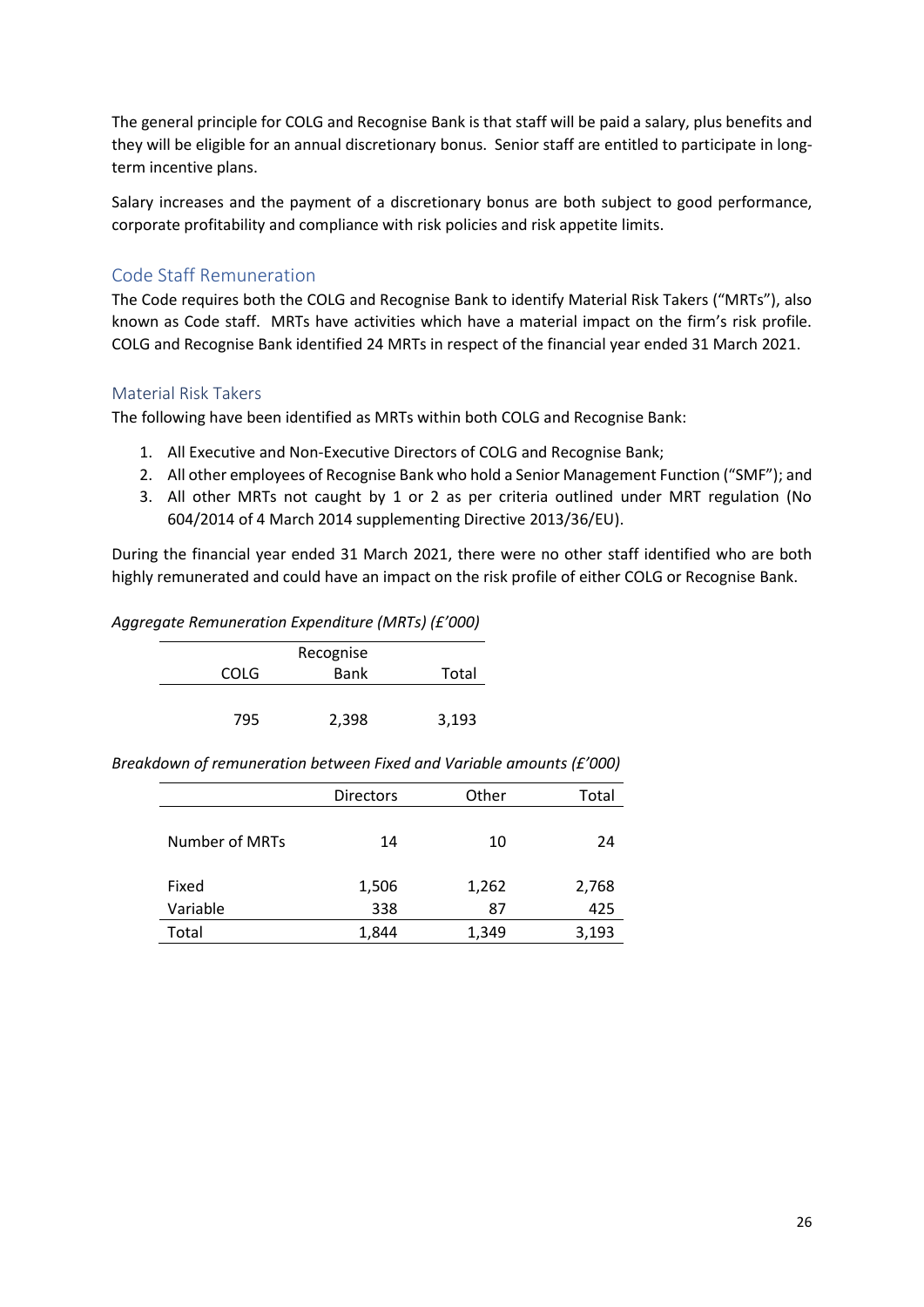The general principle for COLG and Recognise Bank is that staff will be paid a salary, plus benefits and they will be eligible for an annual discretionary bonus. Senior staff are entitled to participate in long-term incentive plans.

Salary increases and the payment of a discretionary bonus are both subject to good performance, corporate profitability and compliance with risk policies and risk appetite limits.

## Code Staff Remuneration

The Code requires both the COLG and Recognise Bank to identify Material Risk Takers ("MRTs"), also known as Code staff. MRTs have activities which have a material impact on the firm's risk profile. COLG and Recognise Bank identified 24 MRTs in respect of the financial year ended 31 March 2021.

## Material Risk Takers

The following have been identified as MRTs within both COLG and Recognise Bank:

1. All Executive and Non-Executive Directors of COLG and Recognise Bank;
2. All other employees of Recognise Bank who hold a Senior Management Function ("SMF"); and
3. All other MRTs not caught by 1 or 2 as per criteria outlined under MRT regulation (No 604/2014 of 4 March 2014 supplementing Directive 2013/36/EU).

During the financial year ended 31 March 2021, there were no other staff identified who are both highly remunerated and could have an impact on the risk profile of either COLG or Recognise Bank.

*Aggregate Remuneration Expenditure (MRTs) (£'000)*

| COLG | Recognise Bank | Total |
|---|---|---|
| 795 | 2,398 | 3,193 |

*Breakdown of remuneration between Fixed and Variable amounts (£'000)*

| | Directors | Other | Total |
|---|---|---|---|
| Number of MRTs | 14 | 10 | 24 |
| Fixed | 1,506 | 1,262 | 2,768 |
| Variable | 338 | 87 | 425 |
| Total | 1,844 | 1,349 | 3,193 |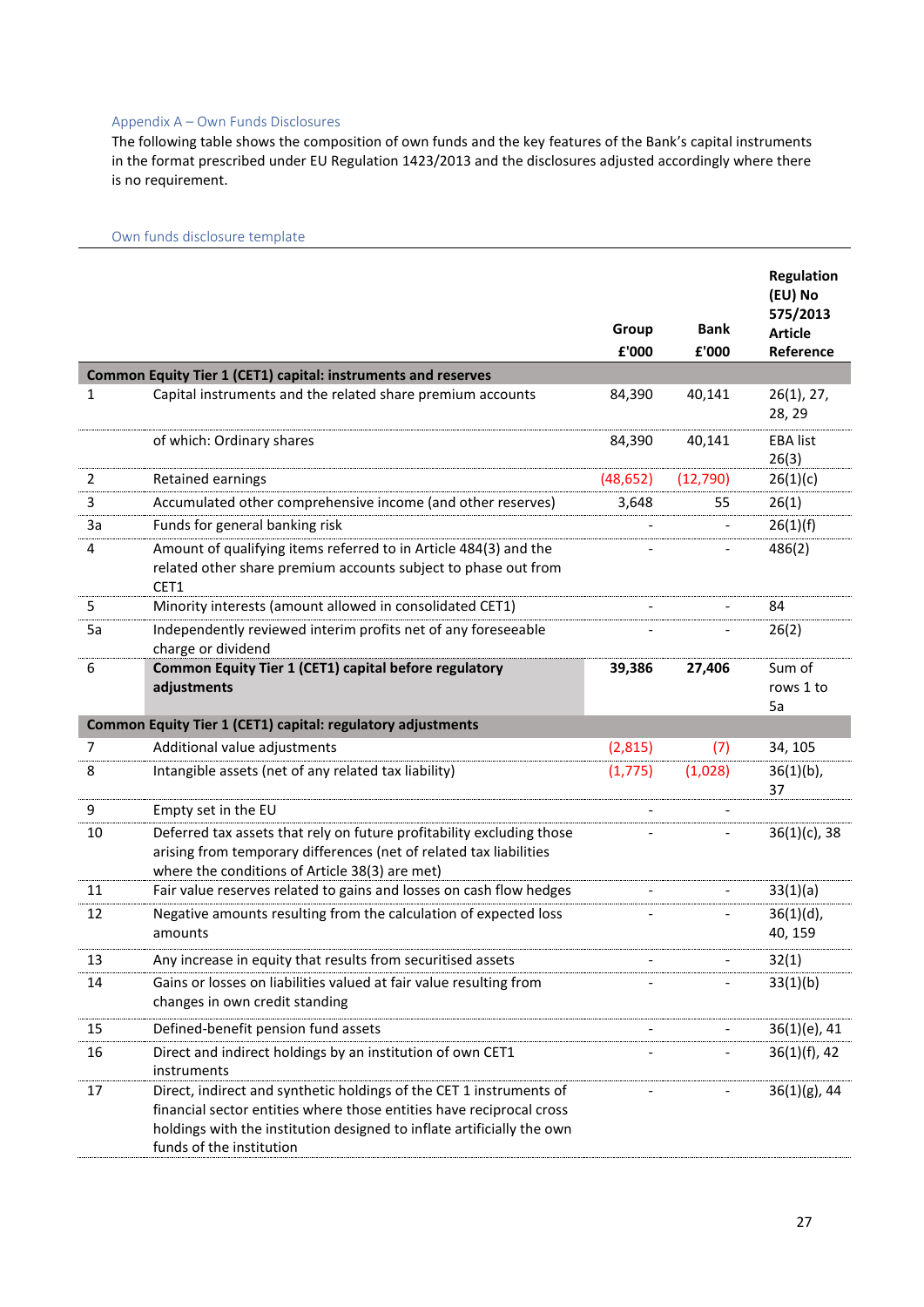## Appendix A – Own Funds Disclosures

The following table shows the composition of own funds and the key features of the Bank's capital instruments in the format prescribed under EU Regulation 1423/2013 and the disclosures adjusted accordingly where there is no requirement.

### Own funds disclosure template

| | | Group £'000 | Bank £'000 | Regulation (EU) No 575/2013 Article Reference |
|---|---|---|---|---|
| **Common Equity Tier 1 (CET1) capital: instruments and reserves** | | | | |
| 1 | Capital instruments and the related share premium accounts | 84,390 | 40,141 | 26(1), 27, 28, 29 |
| | of which: Ordinary shares | 84,390 | 40,141 | EBA list 26(3) |
| 2 | Retained earnings | (48,652) | (12,790) | 26(1)(c) |
| 3 | Accumulated other comprehensive income (and other reserves) | 3,648 | 55 | 26(1) |
| 3a | Funds for general banking risk | - | - | 26(1)(f) |
| 4 | Amount of qualifying items referred to in Article 484(3) and the related other share premium accounts subject to phase out from CET1 | - | - | 486(2) |
| 5 | Minority interests (amount allowed in consolidated CET1) | - | - | 84 |
| 5a | Independently reviewed interim profits net of any foreseeable charge or dividend | - | - | 26(2) |
| 6 | **Common Equity Tier 1 (CET1) capital before regulatory adjustments** | **39,386** | **27,406** | Sum of rows 1 to 5a |
| **Common Equity Tier 1 (CET1) capital: regulatory adjustments** | | | | |
| 7 | Additional value adjustments | (2,815) | (7) | 34, 105 |
| 8 | Intangible assets (net of any related tax liability) | (1,775) | (1,028) | 36(1)(b), 37 |
| 9 | Empty set in the EU | - | - | |
| 10 | Deferred tax assets that rely on future profitability excluding those arising from temporary differences (net of related tax liabilities where the conditions of Article 38(3) are met) | - | - | 36(1)(c), 38 |
| 11 | Fair value reserves related to gains and losses on cash flow hedges | - | - | 33(1)(a) |
| 12 | Negative amounts resulting from the calculation of expected loss amounts | - | - | 36(1)(d), 40, 159 |
| 13 | Any increase in equity that results from securitised assets | - | - | 32(1) |
| 14 | Gains or losses on liabilities valued at fair value resulting from changes in own credit standing | - | - | 33(1)(b) |
| 15 | Defined-benefit pension fund assets | - | - | 36(1)(e), 41 |
| 16 | Direct and indirect holdings by an institution of own CET1 instruments | - | - | 36(1)(f), 42 |
| 17 | Direct, indirect and synthetic holdings of the CET 1 instruments of financial sector entities where those entities have reciprocal cross holdings with the institution designed to inflate artificially the own funds of the institution | - | - | 36(1)(g), 44 |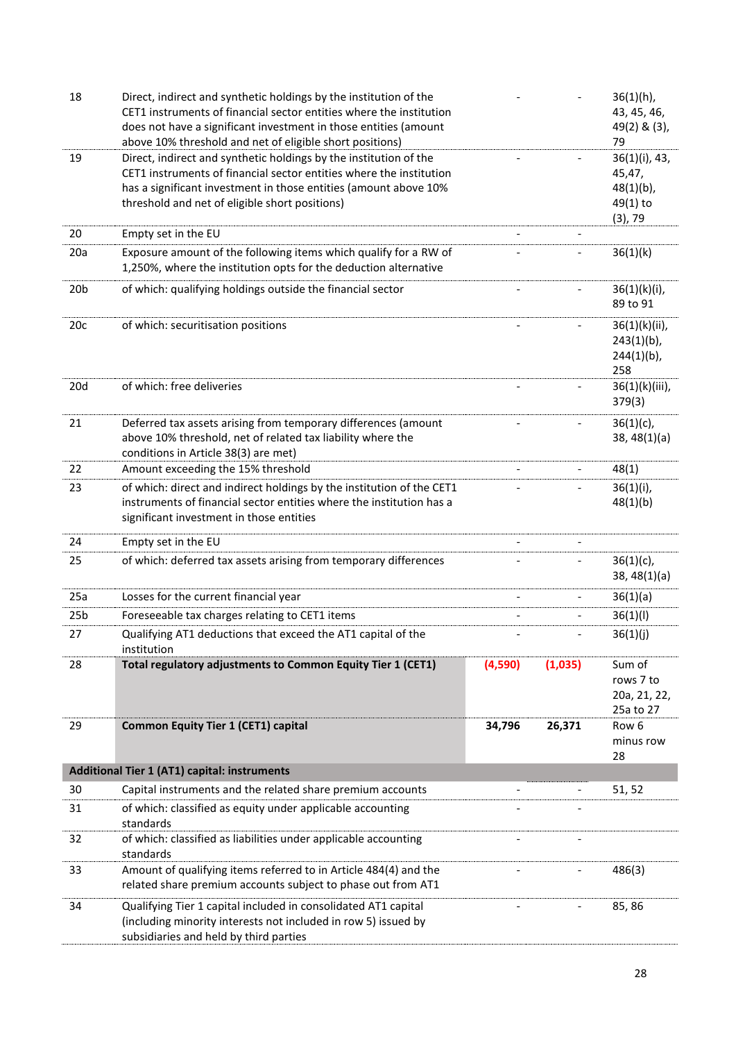| | | | | |
|---|---|---|---|---|
| 18 | Direct, indirect and synthetic holdings by the institution of the CET1 instruments of financial sector entities where the institution does not have a significant investment in those entities (amount above 10% threshold and net of eligible short positions) | - | - | 36(1)(h), 43, 45, 46, 49(2) & (3), 79 |
| 19 | Direct, indirect and synthetic holdings by the institution of the CET1 instruments of financial sector entities where the institution has a significant investment in those entities (amount above 10% threshold and net of eligible short positions) | - | - | 36(1)(i), 43, 45,47, 48(1)(b), 49(1) to (3), 79 |
| 20 | Empty set in the EU | - | - | |
| 20a | Exposure amount of the following items which qualify for a RW of 1,250%, where the institution opts for the deduction alternative | - | - | 36(1)(k) |
| 20b | of which: qualifying holdings outside the financial sector | - | - | 36(1)(k)(i), 89 to 91 |
| 20c | of which: securitisation positions | - | - | 36(1)(k)(ii), 243(1)(b), 244(1)(b), 258 |
| 20d | of which: free deliveries | - | - | 36(1)(k)(iii), 379(3) |
| 21 | Deferred tax assets arising from temporary differences (amount above 10% threshold, net of related tax liability where the conditions in Article 38(3) are met) | - | - | 36(1)(c), 38, 48(1)(a) |
| 22 | Amount exceeding the 15% threshold | - | - | 48(1) |
| 23 | of which: direct and indirect holdings by the institution of the CET1 instruments of financial sector entities where the institution has a significant investment in those entities | - | - | 36(1)(i), 48(1)(b) |
| 24 | Empty set in the EU | - | - | |
| 25 | of which: deferred tax assets arising from temporary differences | - | - | 36(1)(c), 38, 48(1)(a) |
| 25a | Losses for the current financial year | - | - | 36(1)(a) |
| 25b | Foreseeable tax charges relating to CET1 items | - | - | 36(1)(l) |
| 27 | Qualifying AT1 deductions that exceed the AT1 capital of the institution | - | - | 36(1)(j) |
| 28 | **Total regulatory adjustments to Common Equity Tier 1 (CET1)** | **(4,590)** | **(1,035)** | Sum of rows 7 to 20a, 21, 22, 25a to 27 |
| 29 | **Common Equity Tier 1 (CET1) capital** | **34,796** | **26,371** | Row 6 minus row 28 |
| **Additional Tier 1 (AT1) capital: instruments** | | | | |
| 30 | Capital instruments and the related share premium accounts | - | - | 51, 52 |
| 31 | of which: classified as equity under applicable accounting standards | - | - | |
| 32 | of which: classified as liabilities under applicable accounting standards | - | - | |
| 33 | Amount of qualifying items referred to in Article 484(4) and the related share premium accounts subject to phase out from AT1 | - | - | 486(3) |
| 34 | Qualifying Tier 1 capital included in consolidated AT1 capital (including minority interests not included in row 5) issued by subsidiaries and held by third parties | - | - | 85, 86 |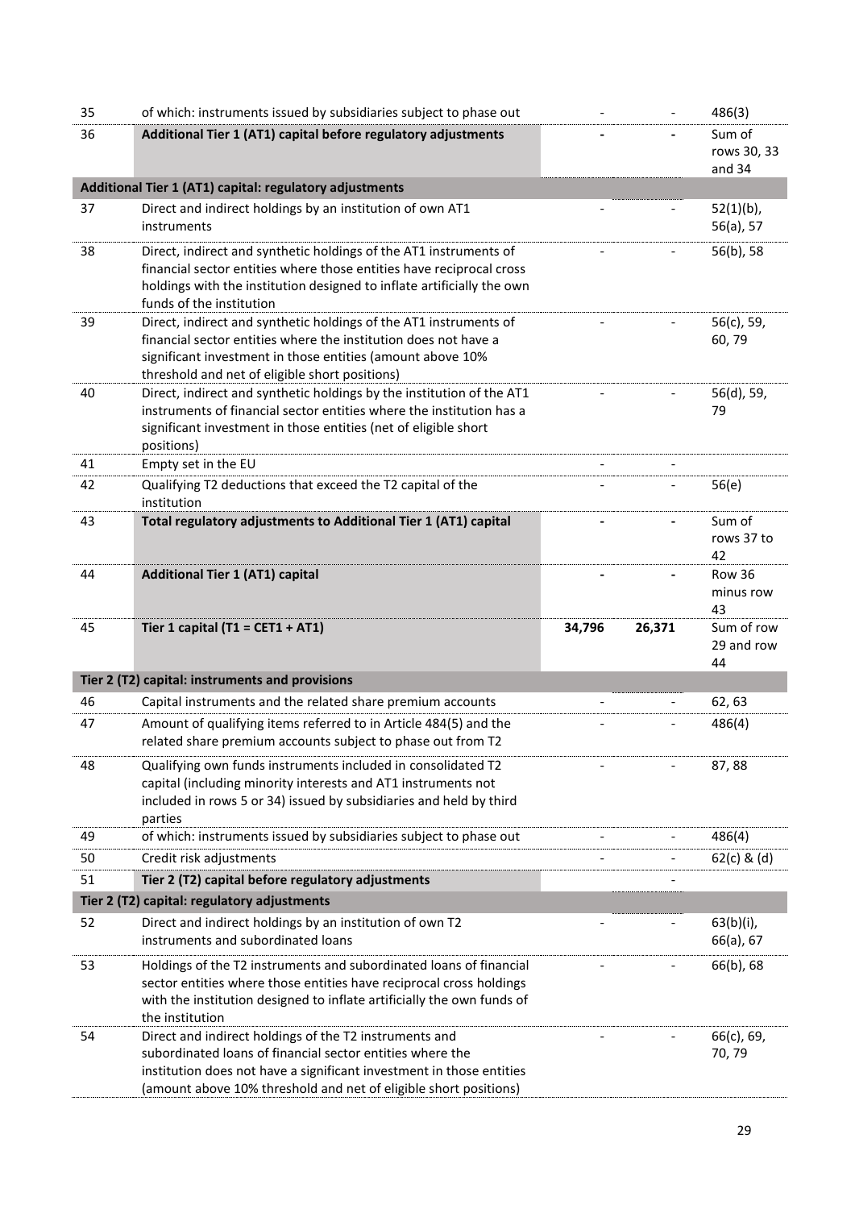| | | | | |
|---|---|---|---|---|
| 35 | of which: instruments issued by subsidiaries subject to phase out | - | - | 486(3) |
| 36 | **Additional Tier 1 (AT1) capital before regulatory adjustments** | **-** | **-** | Sum of rows 30, 33 and 34 |
| **Additional Tier 1 (AT1) capital: regulatory adjustments** | | | | |
| 37 | Direct and indirect holdings by an institution of own AT1 instruments | - | - | 52(1)(b), 56(a), 57 |
| 38 | Direct, indirect and synthetic holdings of the AT1 instruments of financial sector entities where those entities have reciprocal cross holdings with the institution designed to inflate artificially the own funds of the institution | - | - | 56(b), 58 |
| 39 | Direct, indirect and synthetic holdings of the AT1 instruments of financial sector entities where the institution does not have a significant investment in those entities (amount above 10% threshold and net of eligible short positions) | - | - | 56(c), 59, 60, 79 |
| 40 | Direct, indirect and synthetic holdings by the institution of the AT1 instruments of financial sector entities where the institution has a significant investment in those entities (net of eligible short positions) | - | - | 56(d), 59, 79 |
| 41 | Empty set in the EU | - | - | |
| 42 | Qualifying T2 deductions that exceed the T2 capital of the institution | - | - | 56(e) |
| 43 | **Total regulatory adjustments to Additional Tier 1 (AT1) capital** | **-** | **-** | Sum of rows 37 to 42 |
| 44 | **Additional Tier 1 (AT1) capital** | **-** | **-** | Row 36 minus row 43 |
| 45 | **Tier 1 capital (T1 = CET1 + AT1)** | **34,796** | **26,371** | Sum of row 29 and row 44 |
| **Tier 2 (T2) capital: instruments and provisions** | | | | |
| 46 | Capital instruments and the related share premium accounts | - | - | 62, 63 |
| 47 | Amount of qualifying items referred to in Article 484(5) and the related share premium accounts subject to phase out from T2 | - | - | 486(4) |
| 48 | Qualifying own funds instruments included in consolidated T2 capital (including minority interests and AT1 instruments not included in rows 5 or 34) issued by subsidiaries and held by third parties | - | - | 87, 88 |
| 49 | of which: instruments issued by subsidiaries subject to phase out | - | - | 486(4) |
| 50 | Credit risk adjustments | - | - | 62(c) & (d) |
| 51 | **Tier 2 (T2) capital before regulatory adjustments** | | - | |
| **Tier 2 (T2) capital: regulatory adjustments** | | | | |
| 52 | Direct and indirect holdings by an institution of own T2 instruments and subordinated loans | - | - | 63(b)(i), 66(a), 67 |
| 53 | Holdings of the T2 instruments and subordinated loans of financial sector entities where those entities have reciprocal cross holdings with the institution designed to inflate artificially the own funds of the institution | - | - | 66(b), 68 |
| 54 | Direct and indirect holdings of the T2 instruments and subordinated loans of financial sector entities where the institution does not have a significant investment in those entities (amount above 10% threshold and net of eligible short positions) | - | - | 66(c), 69, 70, 79 |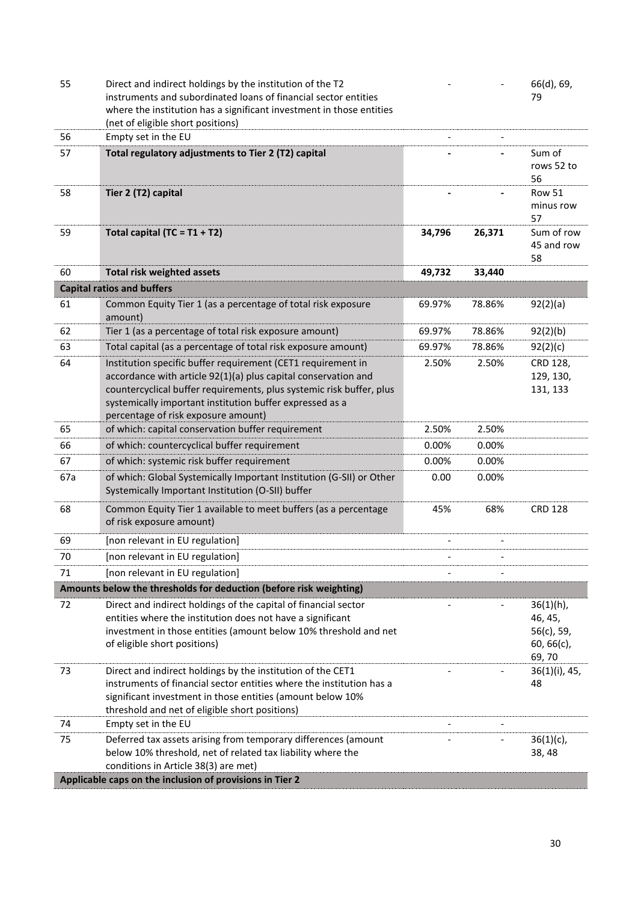| | | | | |
|---|---|---|---|---|
| 55 | Direct and indirect holdings by the institution of the T2 instruments and subordinated loans of financial sector entities where the institution has a significant investment in those entities (net of eligible short positions) | - | - | 66(d), 69, 79 |
| 56 | Empty set in the EU | - | - | |
| 57 | **Total regulatory adjustments to Tier 2 (T2) capital** | **-** | **-** | Sum of rows 52 to 56 |
| 58 | **Tier 2 (T2) capital** | **-** | **-** | Row 51 minus row 57 |
| 59 | **Total capital (TC = T1 + T2)** | **34,796** | **26,371** | Sum of row 45 and row 58 |
| 60 | **Total risk weighted assets** | **49,732** | **33,440** | |
| **Capital ratios and buffers** | | | | |
| 61 | Common Equity Tier 1 (as a percentage of total risk exposure amount) | 69.97% | 78.86% | 92(2)(a) |
| 62 | Tier 1 (as a percentage of total risk exposure amount) | 69.97% | 78.86% | 92(2)(b) |
| 63 | Total capital (as a percentage of total risk exposure amount) | 69.97% | 78.86% | 92(2)(c) |
| 64 | Institution specific buffer requirement (CET1 requirement in accordance with article 92(1)(a) plus capital conservation and countercyclical buffer requirements, plus systemic risk buffer, plus systemically important institution buffer expressed as a percentage of risk exposure amount) | 2.50% | 2.50% | CRD 128, 129, 130, 131, 133 |
| 65 | of which: capital conservation buffer requirement | 2.50% | 2.50% | |
| 66 | of which: countercyclical buffer requirement | 0.00% | 0.00% | |
| 67 | of which: systemic risk buffer requirement | 0.00% | 0.00% | |
| 67a | of which: Global Systemically Important Institution (G-SII) or Other Systemically Important Institution (O-SII) buffer | 0.00 | 0.00% | |
| 68 | Common Equity Tier 1 available to meet buffers (as a percentage of risk exposure amount) | 45% | 68% | CRD 128 |
| 69 | [non relevant in EU regulation] | - | - | |
| 70 | [non relevant in EU regulation] | - | - | |
| 71 | [non relevant in EU regulation] | - | - | |
| **Amounts below the thresholds for deduction (before risk weighting)** | | | | |
| 72 | Direct and indirect holdings of the capital of financial sector entities where the institution does not have a significant investment in those entities (amount below 10% threshold and net of eligible short positions) | - | - | 36(1)(h), 46, 45, 56(c), 59, 60, 66(c), 69, 70 |
| 73 | Direct and indirect holdings by the institution of the CET1 instruments of financial sector entities where the institution has a significant investment in those entities (amount below 10% threshold and net of eligible short positions) | - | - | 36(1)(i), 45, 48 |
| 74 | Empty set in the EU | - | - | |
| 75 | Deferred tax assets arising from temporary differences (amount below 10% threshold, net of related tax liability where the conditions in Article 38(3) are met) | - | - | 36(1)(c), 38, 48 |
| **Applicable caps on the inclusion of provisions in Tier 2** | | | | |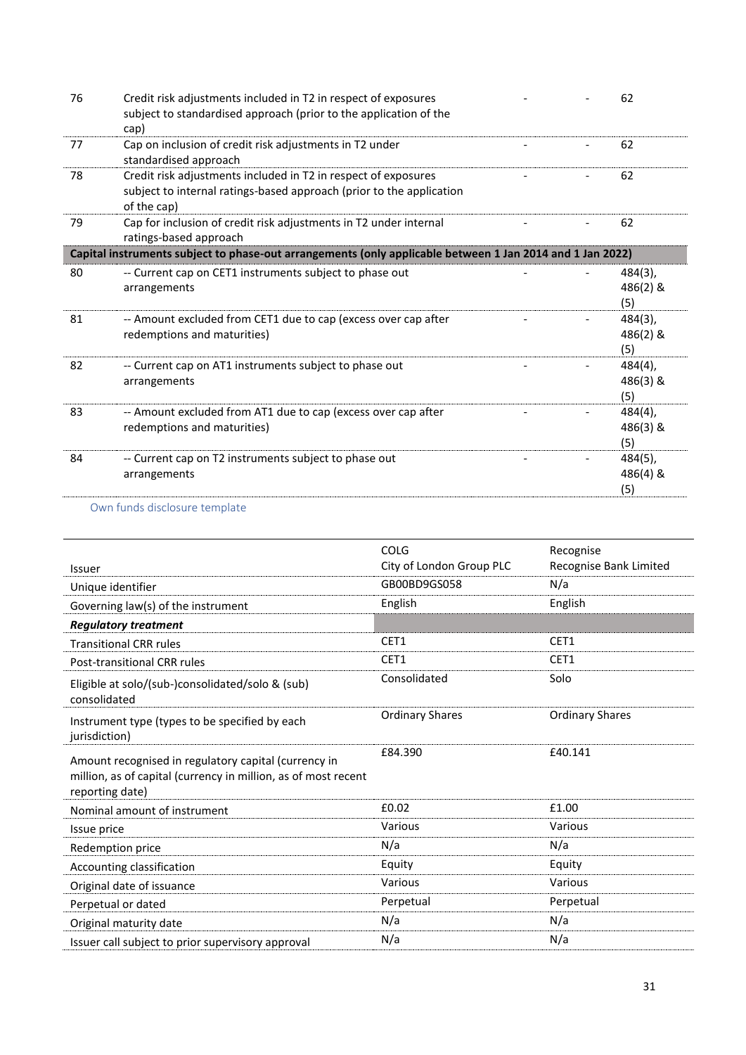| | | | | |
|---|---|---|---|---|
| 76 | Credit risk adjustments included in T2 in respect of exposures subject to standardised approach (prior to the application of the cap) | - | - | 62 |
| 77 | Cap on inclusion of credit risk adjustments in T2 under standardised approach | - | - | 62 |
| 78 | Credit risk adjustments included in T2 in respect of exposures subject to internal ratings-based approach (prior to the application of the cap) | - | - | 62 |
| 79 | Cap for inclusion of credit risk adjustments in T2 under internal ratings-based approach | - | - | 62 |
| **Capital instruments subject to phase-out arrangements (only applicable between 1 Jan 2014 and 1 Jan 2022)** | | | | |
| 80 | -- Current cap on CET1 instruments subject to phase out arrangements | - | - | 484(3), 486(2) & (5) |
| 81 | -- Amount excluded from CET1 due to cap (excess over cap after redemptions and maturities) | - | - | 484(3), 486(2) & (5) |
| 82 | -- Current cap on AT1 instruments subject to phase out arrangements | - | - | 484(4), 486(3) & (5) |
| 83 | -- Amount excluded from AT1 due to cap (excess over cap after redemptions and maturities) | - | - | 484(4), 486(3) & (5) |
| 84 | -- Current cap on T2 instruments subject to phase out arrangements | - | - | 484(5), 486(4) & (5) |

Own funds disclosure template

| Issuer | COLG City of London Group PLC | Recognise Recognise Bank Limited |
|---|---|---|
| Unique identifier | GB00BD9GS058 | N/a |
| Governing law(s) of the instrument | English | English |
| ***Regulatory treatment*** | | |
| Transitional CRR rules | CET1 | CET1 |
| Post-transitional CRR rules | CET1 | CET1 |
| Eligible at solo/(sub-)consolidated/solo & (sub) consolidated | Consolidated | Solo |
| Instrument type (types to be specified by each jurisdiction) | Ordinary Shares | Ordinary Shares |
| Amount recognised in regulatory capital (currency in million, as of capital (currency in million, as of most recent reporting date) | £84.390 | £40.141 |
| Nominal amount of instrument | £0.02 | £1.00 |
| Issue price | Various | Various |
| Redemption price | N/a | N/a |
| Accounting classification | Equity | Equity |
| Original date of issuance | Various | Various |
| Perpetual or dated | Perpetual | Perpetual |
| Original maturity date | N/a | N/a |
| Issuer call subject to prior supervisory approval | N/a | N/a |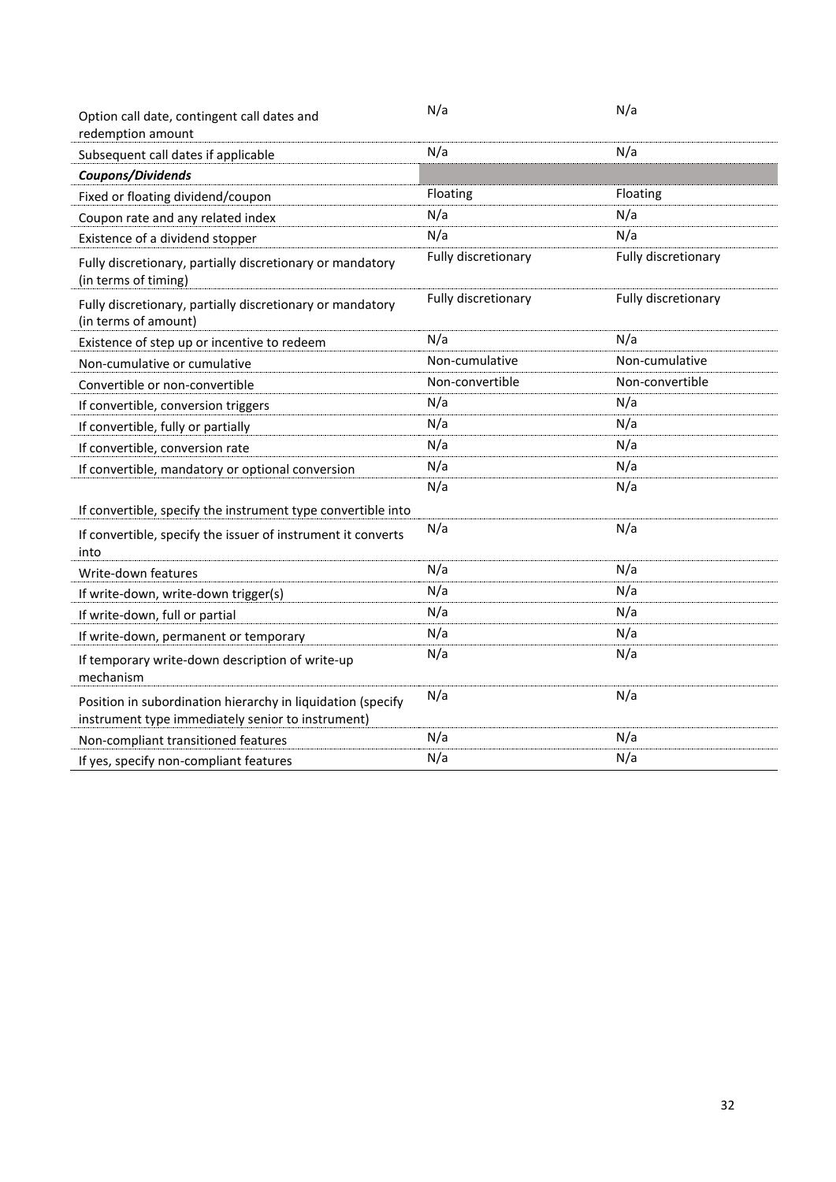| | | |
|---|---|---|
| Option call date, contingent call dates and redemption amount | N/a | N/a |
| Subsequent call dates if applicable | N/a | N/a |
| ***Coupons/Dividends*** | | |
| Fixed or floating dividend/coupon | Floating | Floating |
| Coupon rate and any related index | N/a | N/a |
| Existence of a dividend stopper | N/a | N/a |
| Fully discretionary, partially discretionary or mandatory (in terms of timing) | Fully discretionary | Fully discretionary |
| Fully discretionary, partially discretionary or mandatory (in terms of amount) | Fully discretionary | Fully discretionary |
| Existence of step up or incentive to redeem | N/a | N/a |
| Non-cumulative or cumulative | Non-cumulative | Non-cumulative |
| Convertible or non-convertible | Non-convertible | Non-convertible |
| If convertible, conversion triggers | N/a | N/a |
| If convertible, fully or partially | N/a | N/a |
| If convertible, conversion rate | N/a | N/a |
| If convertible, mandatory or optional conversion | N/a | N/a |
| If convertible, specify the instrument type convertible into | N/a | N/a |
| If convertible, specify the issuer of instrument it converts into | N/a | N/a |
| Write-down features | N/a | N/a |
| If write-down, write-down trigger(s) | N/a | N/a |
| If write-down, full or partial | N/a | N/a |
| If write-down, permanent or temporary | N/a | N/a |
| If temporary write-down description of write-up mechanism | N/a | N/a |
| Position in subordination hierarchy in liquidation (specify instrument type immediately senior to instrument) | N/a | N/a |
| Non-compliant transitioned features | N/a | N/a |
| If yes, specify non-compliant features | N/a | N/a |